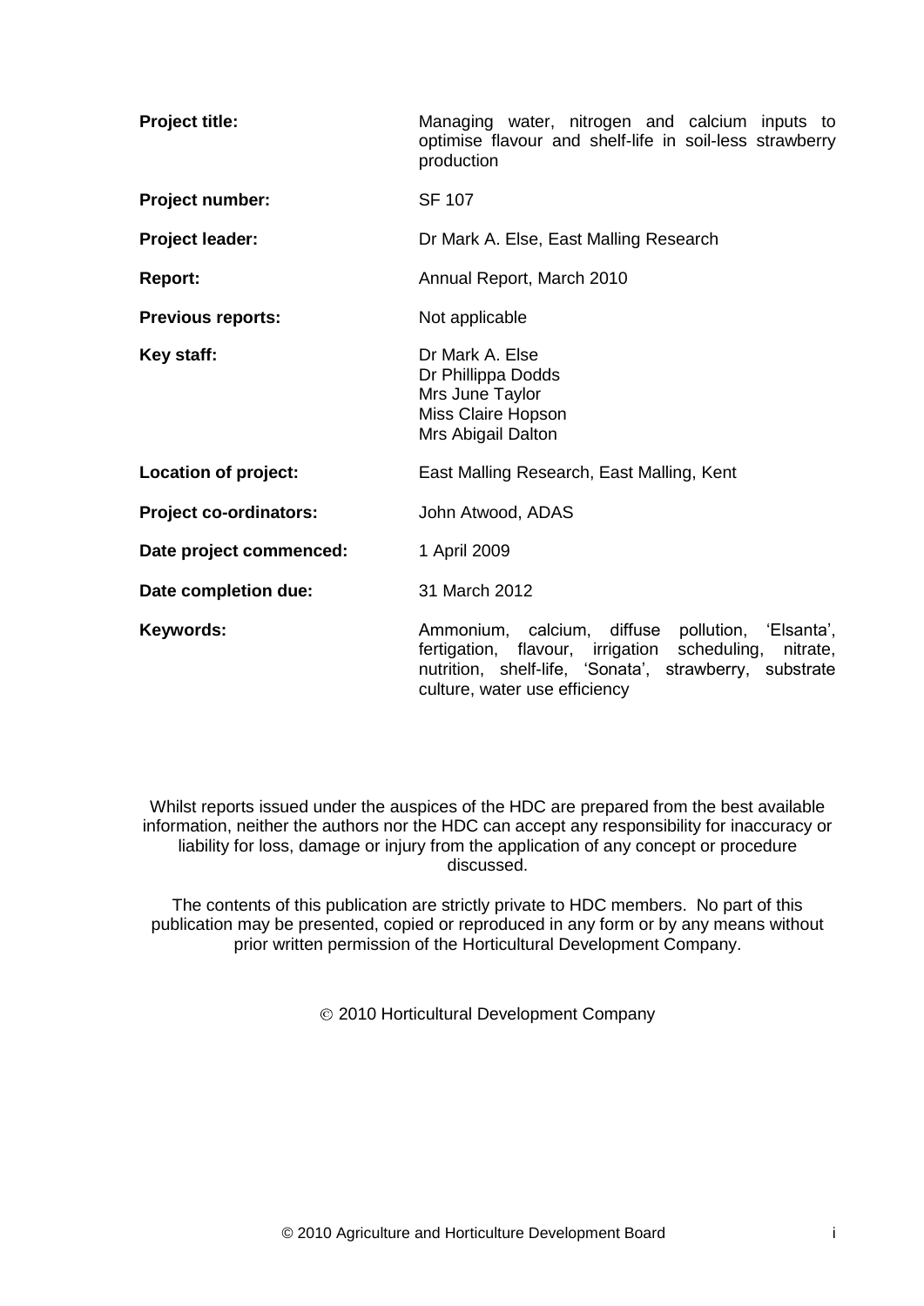| | |
|---|---|
| **Project title:** | Managing water, nitrogen and calcium inputs to optimise flavour and shelf-life in soil-less strawberry production |
| **Project number:** | SF 107 |
| **Project leader:** | Dr Mark A. Else, East Malling Research |
| **Report:** | Annual Report, March 2010 |
| **Previous reports:** | Not applicable |
| **Key staff:** | Dr Mark A. Else<br>Dr Phillippa Dodds<br>Mrs June Taylor<br>Miss Claire Hopson<br>Mrs Abigail Dalton |
| **Location of project:** | East Malling Research, East Malling, Kent |
| **Project co-ordinators:** | John Atwood, ADAS |
| **Date project commenced:** | 1 April 2009 |
| **Date completion due:** | 31 March 2012 |
| **Keywords:** | Ammonium, calcium, diffuse pollution, 'Elsanta', fertigation, flavour, irrigation scheduling, nitrate, nutrition, shelf-life, 'Sonata', strawberry, substrate culture, water use efficiency |

Whilst reports issued under the auspices of the HDC are prepared from the best available information, neither the authors nor the HDC can accept any responsibility for inaccuracy or liability for loss, damage or injury from the application of any concept or procedure discussed.

The contents of this publication are strictly private to HDC members. No part of this publication may be presented, copied or reproduced in any form or by any means without prior written permission of the Horticultural Development Company.

© 2010 Horticultural Development Company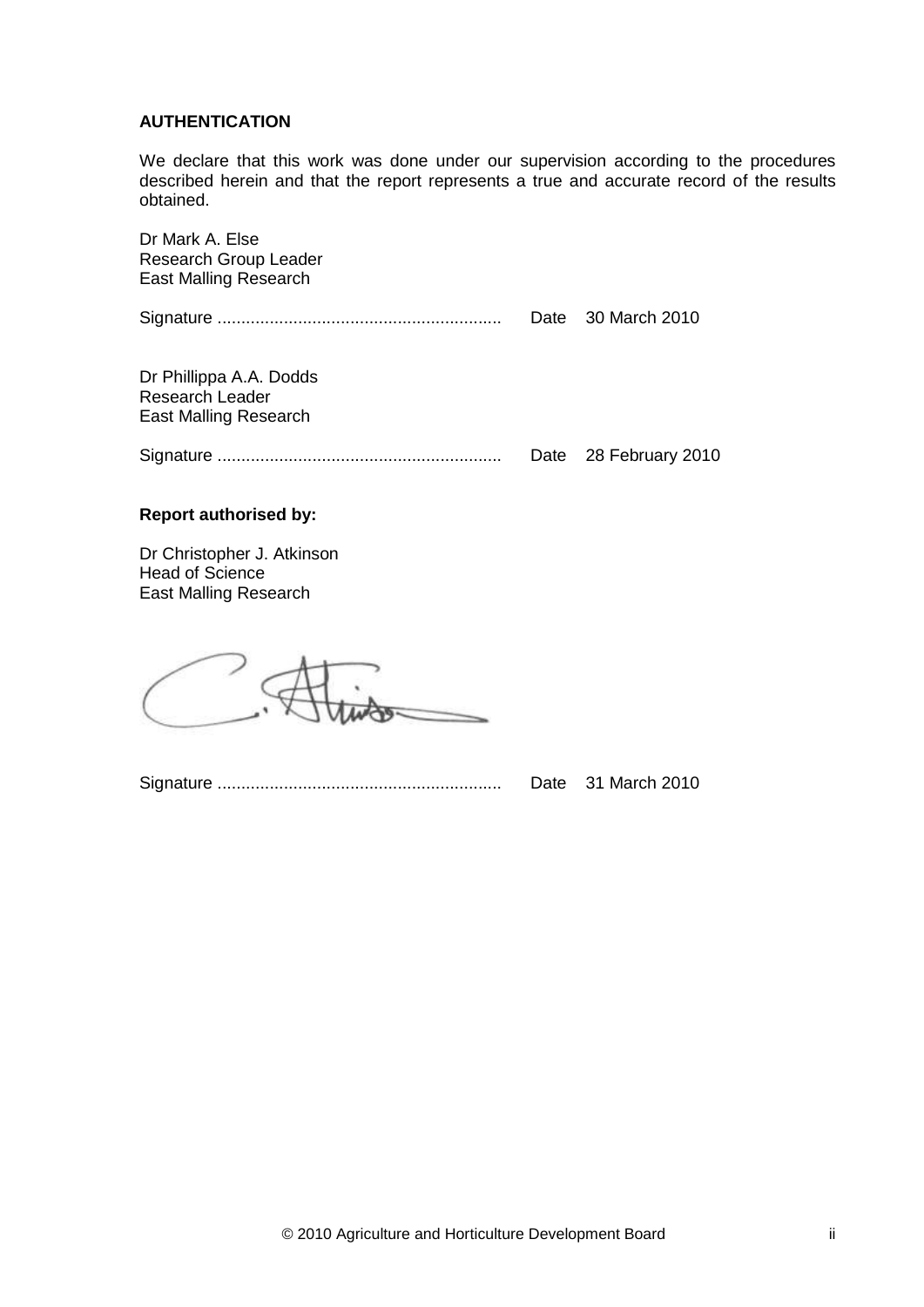**AUTHENTICATION**

We declare that this work was done under our supervision according to the procedures described herein and that the report represents a true and accurate record of the results obtained.

Dr Mark A. Else
Research Group Leader
East Malling Research

Signature ............................................................ Date 30 March 2010

Dr Phillippa A.A. Dodds
Research Leader
East Malling Research

Signature ............................................................ Date 28 February 2010

**Report authorised by:**

Dr Christopher J. Atkinson
Head of Science
East Malling Research

Signature ............................................................ Date 31 March 2010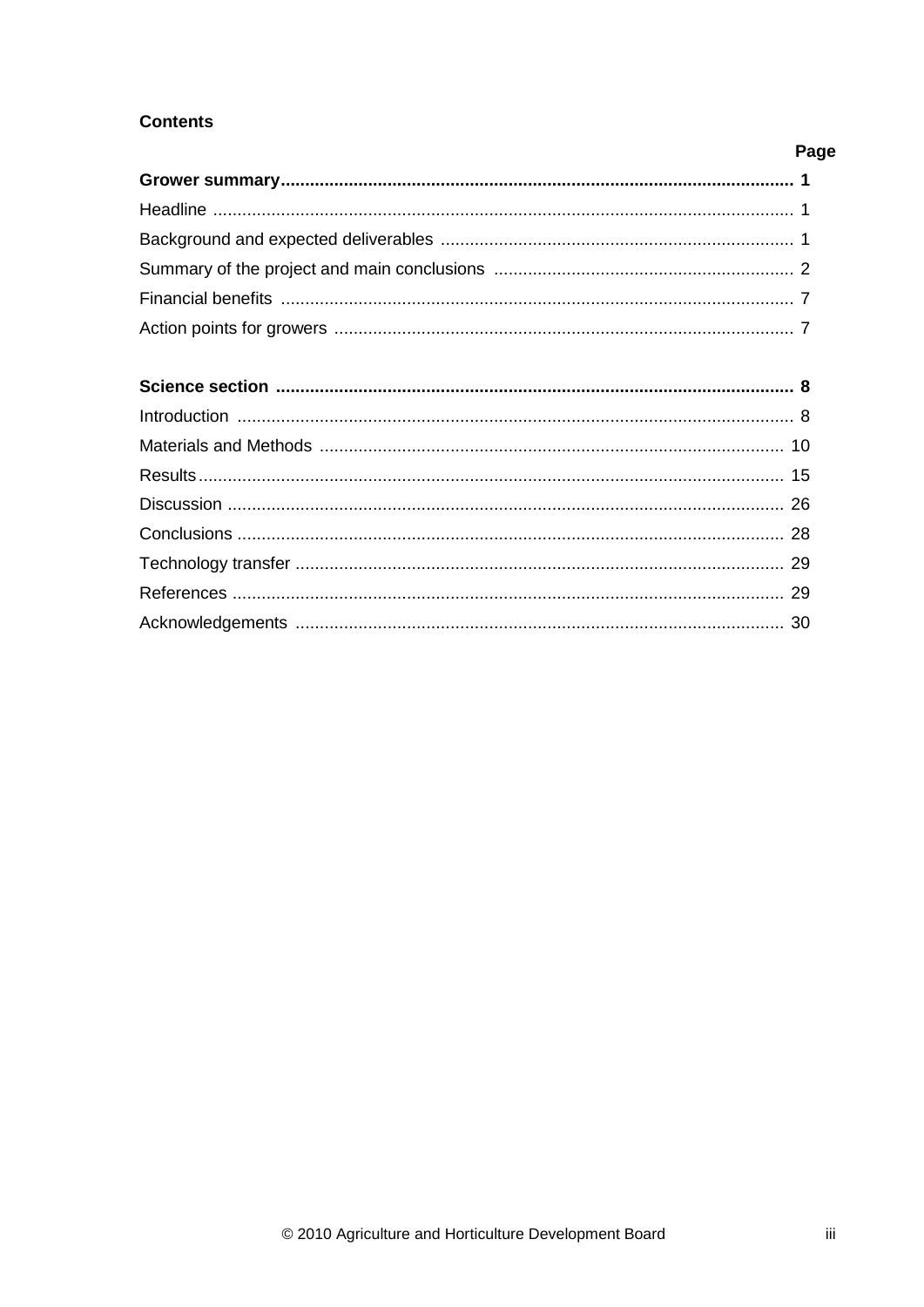**Contents**

| | Page |
|---|---|
| **Grower summary** | **1** |
| Headline | 1 |
| Background and expected deliverables | 1 |
| Summary of the project and main conclusions | 2 |
| Financial benefits | 7 |
| Action points for growers | 7 |
| | |
| **Science section** | **8** |
| Introduction | 8 |
| Materials and Methods | 10 |
| Results | 15 |
| Discussion | 26 |
| Conclusions | 28 |
| Technology transfer | 29 |
| References | 29 |
| Acknowledgements | 30 |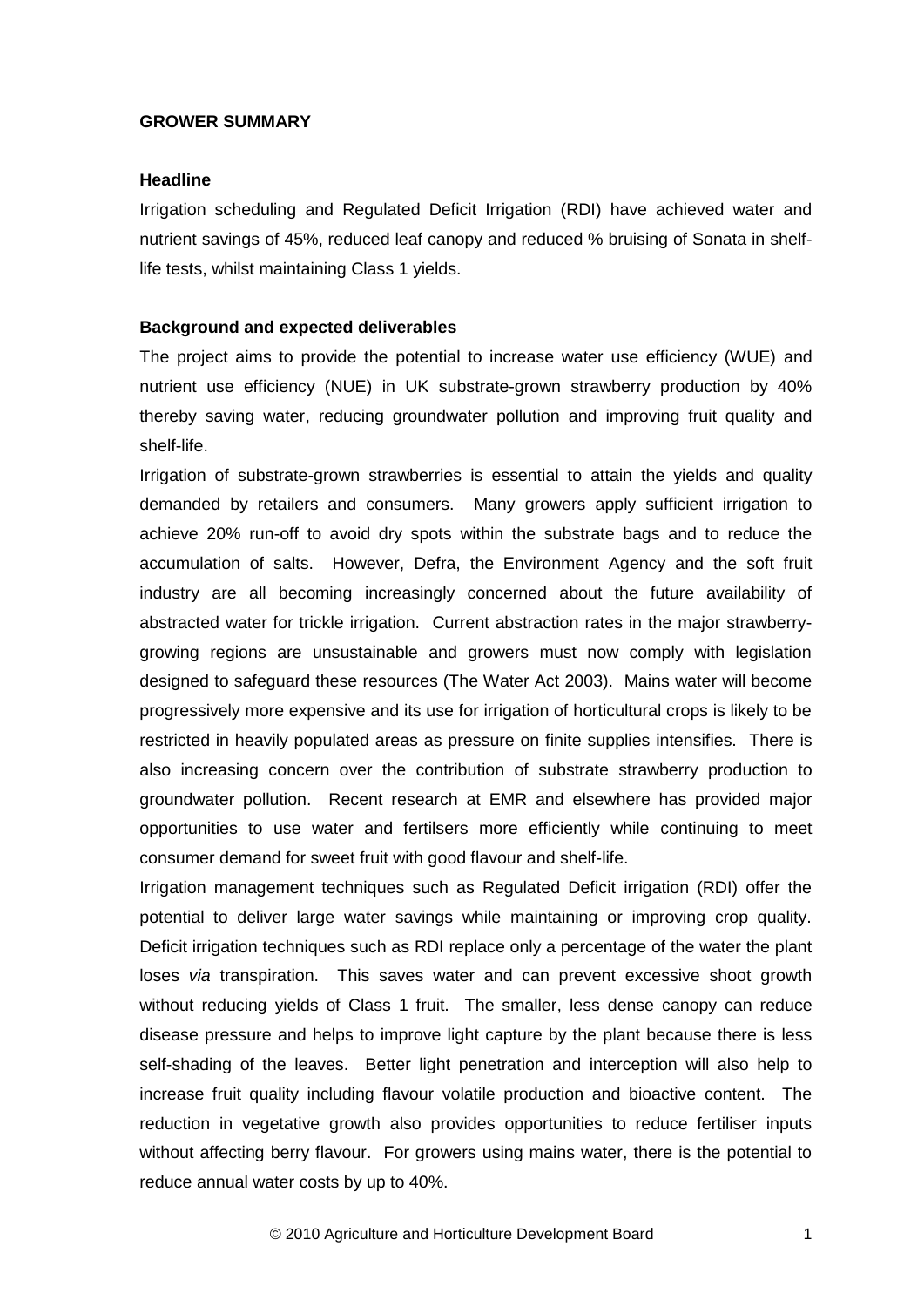## GROWER SUMMARY

### Headline

Irrigation scheduling and Regulated Deficit Irrigation (RDI) have achieved water and nutrient savings of 45%, reduced leaf canopy and reduced % bruising of Sonata in shelf-life tests, whilst maintaining Class 1 yields.

### Background and expected deliverables

The project aims to provide the potential to increase water use efficiency (WUE) and nutrient use efficiency (NUE) in UK substrate-grown strawberry production by 40% thereby saving water, reducing groundwater pollution and improving fruit quality and shelf-life.

Irrigation of substrate-grown strawberries is essential to attain the yields and quality demanded by retailers and consumers. Many growers apply sufficient irrigation to achieve 20% run-off to avoid dry spots within the substrate bags and to reduce the accumulation of salts. However, Defra, the Environment Agency and the soft fruit industry are all becoming increasingly concerned about the future availability of abstracted water for trickle irrigation. Current abstraction rates in the major strawberry-growing regions are unsustainable and growers must now comply with legislation designed to safeguard these resources (The Water Act 2003). Mains water will become progressively more expensive and its use for irrigation of horticultural crops is likely to be restricted in heavily populated areas as pressure on finite supplies intensifies. There is also increasing concern over the contribution of substrate strawberry production to groundwater pollution. Recent research at EMR and elsewhere has provided major opportunities to use water and fertilsers more efficiently while continuing to meet consumer demand for sweet fruit with good flavour and shelf-life.

Irrigation management techniques such as Regulated Deficit irrigation (RDI) offer the potential to deliver large water savings while maintaining or improving crop quality. Deficit irrigation techniques such as RDI replace only a percentage of the water the plant loses *via* transpiration. This saves water and can prevent excessive shoot growth without reducing yields of Class 1 fruit. The smaller, less dense canopy can reduce disease pressure and helps to improve light capture by the plant because there is less self-shading of the leaves. Better light penetration and interception will also help to increase fruit quality including flavour volatile production and bioactive content. The reduction in vegetative growth also provides opportunities to reduce fertiliser inputs without affecting berry flavour. For growers using mains water, there is the potential to reduce annual water costs by up to 40%.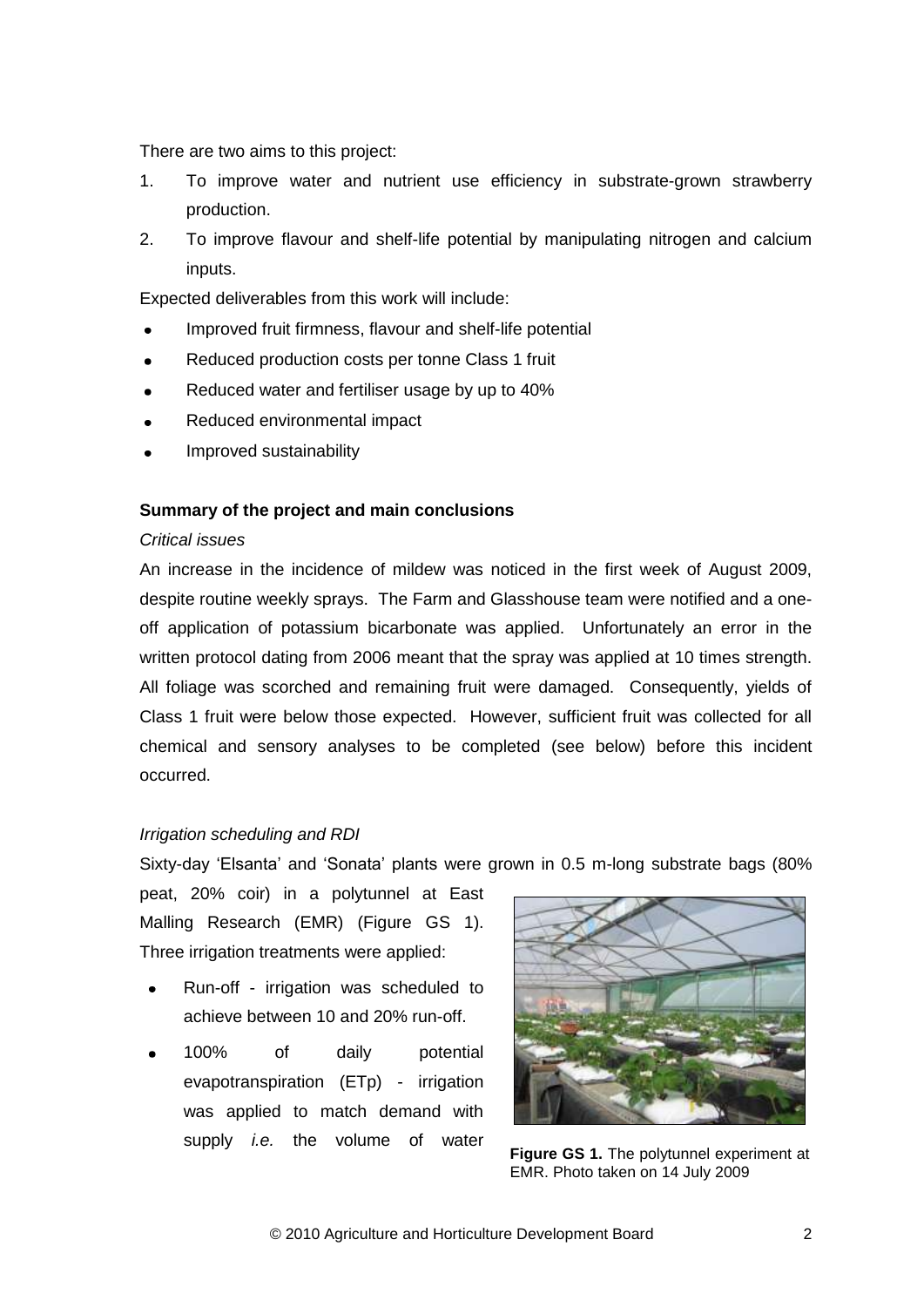There are two aims to this project:

1. To improve water and nutrient use efficiency in substrate-grown strawberry production.
2. To improve flavour and shelf-life potential by manipulating nitrogen and calcium inputs.

Expected deliverables from this work will include:

- Improved fruit firmness, flavour and shelf-life potential
- Reduced production costs per tonne Class 1 fruit
- Reduced water and fertiliser usage by up to 40%
- Reduced environmental impact
- Improved sustainability

**Summary of the project and main conclusions**

*Critical issues*

An increase in the incidence of mildew was noticed in the first week of August 2009, despite routine weekly sprays. The Farm and Glasshouse team were notified and a one-off application of potassium bicarbonate was applied. Unfortunately an error in the written protocol dating from 2006 meant that the spray was applied at 10 times strength. All foliage was scorched and remaining fruit were damaged. Consequently, yields of Class 1 fruit were below those expected. However, sufficient fruit was collected for all chemical and sensory analyses to be completed (see below) before this incident occurred.

*Irrigation scheduling and RDI*

Sixty-day 'Elsanta' and 'Sonata' plants were grown in 0.5 m-long substrate bags (80% peat, 20% coir) in a polytunnel at East Malling Research (EMR) (Figure GS 1). Three irrigation treatments were applied:

- Run-off - irrigation was scheduled to achieve between 10 and 20% run-off.
- 100% of daily potential evapotranspiration (ETp) - irrigation was applied to match demand with supply *i.e.* the volume of water

**Figure GS 1.** The polytunnel experiment at EMR. Photo taken on 14 July 2009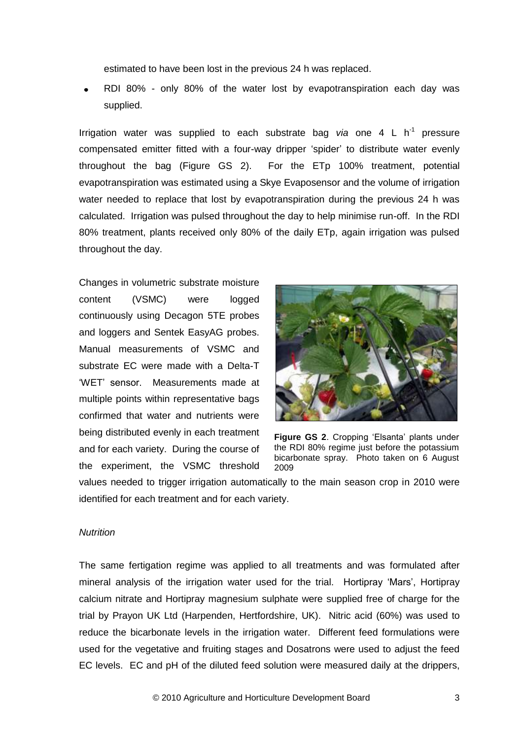estimated to have been lost in the previous 24 h was replaced.

- RDI 80% - only 80% of the water lost by evapotranspiration each day was supplied.

Irrigation water was supplied to each substrate bag *via* one 4 L $h^{-1}$ pressure compensated emitter fitted with a four-way dripper 'spider' to distribute water evenly throughout the bag (Figure GS 2). For the ETp 100% treatment, potential evapotranspiration was estimated using a Skye Evaposensor and the volume of irrigation water needed to replace that lost by evapotranspiration during the previous 24 h was calculated. Irrigation was pulsed throughout the day to help minimise run-off. In the RDI 80% treatment, plants received only 80% of the daily ETp, again irrigation was pulsed throughout the day.

Changes in volumetric substrate moisture content (VSMC) were logged continuously using Decagon 5TE probes and loggers and Sentek EasyAG probes. Manual measurements of VSMC and substrate EC were made with a Delta-T 'WET' sensor. Measurements made at multiple points within representative bags confirmed that water and nutrients were being distributed evenly in each treatment and for each variety. During the course of the experiment, the VSMC threshold values needed to trigger irrigation automatically to the main season crop in 2010 were identified for each treatment and for each variety.

**Figure GS 2**. Cropping 'Elsanta' plants under the RDI 80% regime just before the potassium bicarbonate spray. Photo taken on 6 August 2009

*Nutrition*

The same fertigation regime was applied to all treatments and was formulated after mineral analysis of the irrigation water used for the trial. Hortipray 'Mars', Hortipray calcium nitrate and Hortipray magnesium sulphate were supplied free of charge for the trial by Prayon UK Ltd (Harpenden, Hertfordshire, UK). Nitric acid (60%) was used to reduce the bicarbonate levels in the irrigation water. Different feed formulations were used for the vegetative and fruiting stages and Dosatrons were used to adjust the feed EC levels. EC and pH of the diluted feed solution were measured daily at the drippers,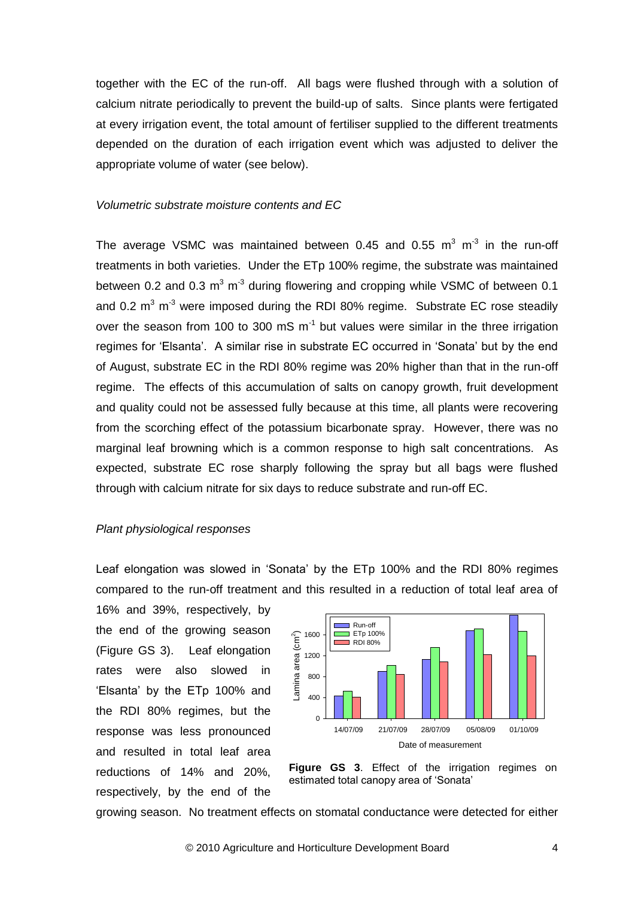together with the EC of the run-off. All bags were flushed through with a solution of calcium nitrate periodically to prevent the build-up of salts. Since plants were fertigated at every irrigation event, the total amount of fertiliser supplied to the different treatments depended on the duration of each irrigation event which was adjusted to deliver the appropriate volume of water (see below).

*Volumetric substrate moisture contents and EC*

The average VSMC was maintained between 0.45 and 0.55 $m^3\ m^{-3}$ in the run-off treatments in both varieties. Under the ETp 100% regime, the substrate was maintained between 0.2 and 0.3 $m^3\ m^{-3}$ during flowering and cropping while VSMC of between 0.1 and 0.2 $m^3\ m^{-3}$ were imposed during the RDI 80% regime. Substrate EC rose steadily over the season from 100 to 300 mS $m^{-1}$ but values were similar in the three irrigation regimes for 'Elsanta'. A similar rise in substrate EC occurred in 'Sonata' but by the end of August, substrate EC in the RDI 80% regime was 20% higher than that in the run-off regime. The effects of this accumulation of salts on canopy growth, fruit development and quality could not be assessed fully because at this time, all plants were recovering from the scorching effect of the potassium bicarbonate spray. However, there was no marginal leaf browning which is a common response to high salt concentrations. As expected, substrate EC rose sharply following the spray but all bags were flushed through with calcium nitrate for six days to reduce substrate and run-off EC.

*Plant physiological responses*

Leaf elongation was slowed in 'Sonata' by the ETp 100% and the RDI 80% regimes compared to the run-off treatment and this resulted in a reduction of total leaf area of 16% and 39%, respectively, by the end of the growing season (Figure GS 3). Leaf elongation rates were also slowed in 'Elsanta' by the ETp 100% and the RDI 80% regimes, but the response was less pronounced and resulted in total leaf area reductions of 14% and 20%, respectively, by the end of the growing season. No treatment effects on stomatal conductance were detected for either

**Figure GS 3**. Effect of the irrigation regimes on estimated total canopy area of 'Sonata'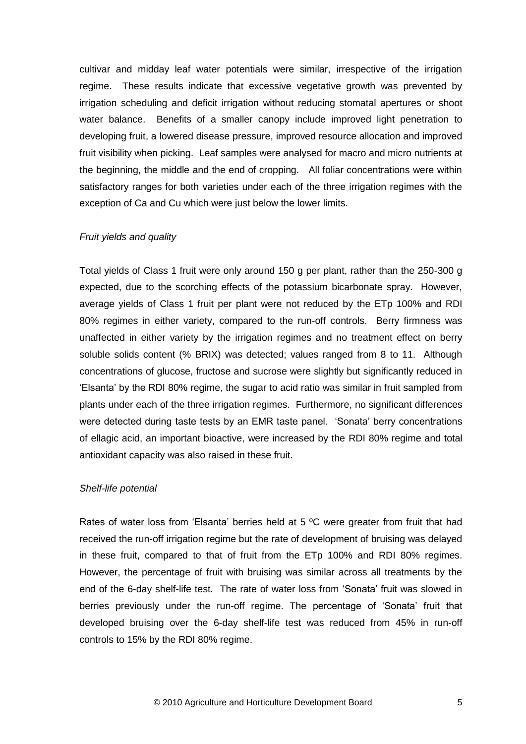cultivar and midday leaf water potentials were similar, irrespective of the irrigation regime. These results indicate that excessive vegetative growth was prevented by irrigation scheduling and deficit irrigation without reducing stomatal apertures or shoot water balance. Benefits of a smaller canopy include improved light penetration to developing fruit, a lowered disease pressure, improved resource allocation and improved fruit visibility when picking. Leaf samples were analysed for macro and micro nutrients at the beginning, the middle and the end of cropping. All foliar concentrations were within satisfactory ranges for both varieties under each of the three irrigation regimes with the exception of Ca and Cu which were just below the lower limits.

*Fruit yields and quality*

Total yields of Class 1 fruit were only around 150 g per plant, rather than the 250-300 g expected, due to the scorching effects of the potassium bicarbonate spray. However, average yields of Class 1 fruit per plant were not reduced by the ETp 100% and RDI 80% regimes in either variety, compared to the run-off controls. Berry firmness was unaffected in either variety by the irrigation regimes and no treatment effect on berry soluble solids content (% BRIX) was detected; values ranged from 8 to 11. Although concentrations of glucose, fructose and sucrose were slightly but significantly reduced in 'Elsanta' by the RDI 80% regime, the sugar to acid ratio was similar in fruit sampled from plants under each of the three irrigation regimes. Furthermore, no significant differences were detected during taste tests by an EMR taste panel. 'Sonata' berry concentrations of ellagic acid, an important bioactive, were increased by the RDI 80% regime and total antioxidant capacity was also raised in these fruit.

*Shelf-life potential*

Rates of water loss from 'Elsanta' berries held at 5 ºC were greater from fruit that had received the run-off irrigation regime but the rate of development of bruising was delayed in these fruit, compared to that of fruit from the ETp 100% and RDI 80% regimes. However, the percentage of fruit with bruising was similar across all treatments by the end of the 6-day shelf-life test. The rate of water loss from 'Sonata' fruit was slowed in berries previously under the run-off regime. The percentage of 'Sonata' fruit that developed bruising over the 6-day shelf-life test was reduced from 45% in run-off controls to 15% by the RDI 80% regime.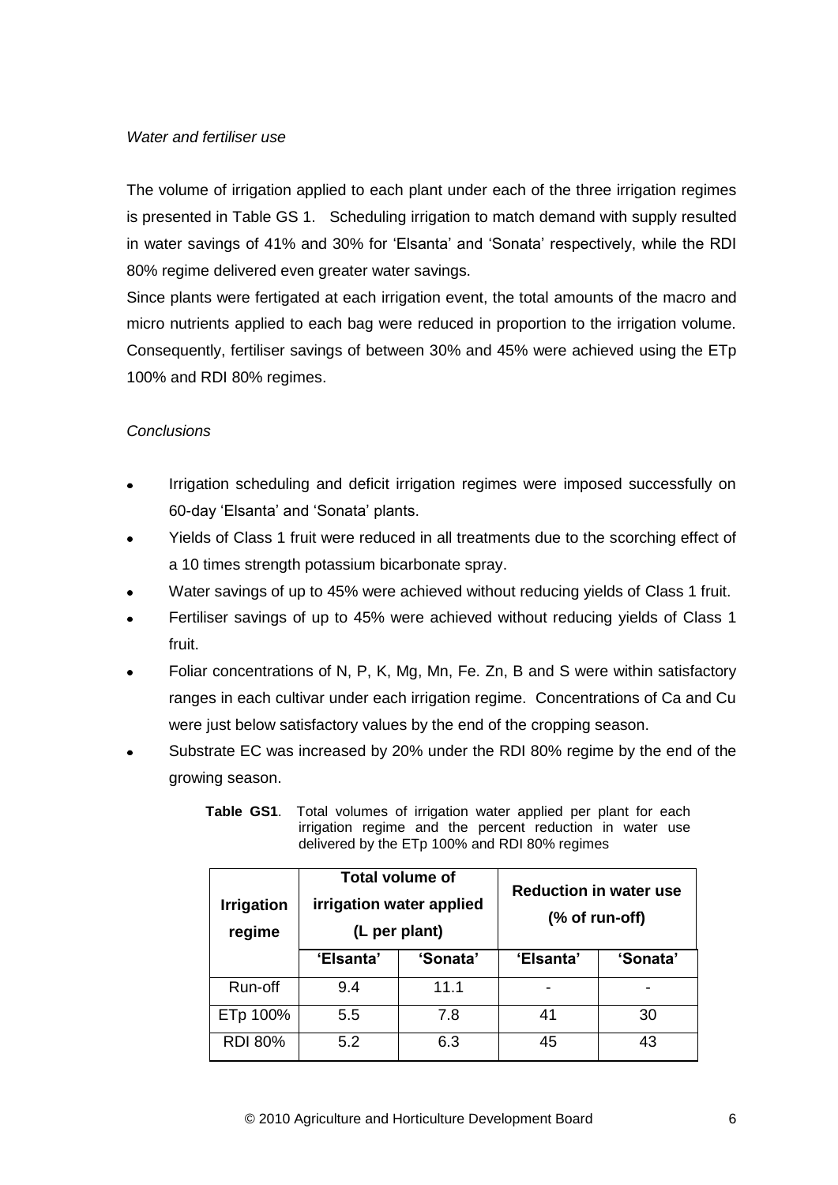*Water and fertiliser use*

The volume of irrigation applied to each plant under each of the three irrigation regimes is presented in Table GS 1. Scheduling irrigation to match demand with supply resulted in water savings of 41% and 30% for 'Elsanta' and 'Sonata' respectively, while the RDI 80% regime delivered even greater water savings.

Since plants were fertigated at each irrigation event, the total amounts of the macro and micro nutrients applied to each bag were reduced in proportion to the irrigation volume. Consequently, fertiliser savings of between 30% and 45% were achieved using the ETp 100% and RDI 80% regimes.

*Conclusions*

- Irrigation scheduling and deficit irrigation regimes were imposed successfully on 60-day 'Elsanta' and 'Sonata' plants.
- Yields of Class 1 fruit were reduced in all treatments due to the scorching effect of a 10 times strength potassium bicarbonate spray.
- Water savings of up to 45% were achieved without reducing yields of Class 1 fruit.
- Fertiliser savings of up to 45% were achieved without reducing yields of Class 1 fruit.
- Foliar concentrations of N, P, K, Mg, Mn, Fe. Zn, B and S were within satisfactory ranges in each cultivar under each irrigation regime. Concentrations of Ca and Cu were just below satisfactory values by the end of the cropping season.
- Substrate EC was increased by 20% under the RDI 80% regime by the end of the growing season.

**Table GS1**. Total volumes of irrigation water applied per plant for each irrigation regime and the percent reduction in water use delivered by the ETp 100% and RDI 80% regimes

| Irrigation regime | Total volume of irrigation water applied (L per plant) | | Reduction in water use (% of run-off) | |
|---|---|---|---|---|
| | 'Elsanta' | 'Sonata' | 'Elsanta' | 'Sonata' |
| Run-off | 9.4 | 11.1 | - | - |
| ETp 100% | 5.5 | 7.8 | 41 | 30 |
| RDI 80% | 5.2 | 6.3 | 45 | 43 |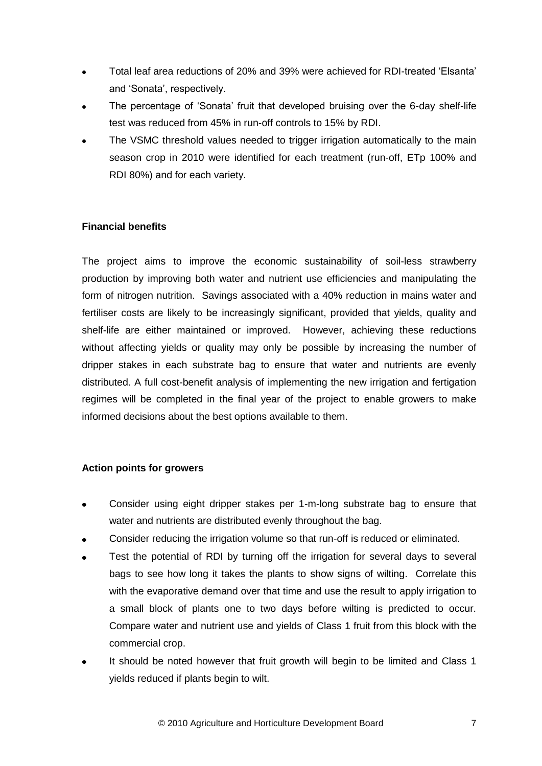- Total leaf area reductions of 20% and 39% were achieved for RDI-treated 'Elsanta' and 'Sonata', respectively.
- The percentage of 'Sonata' fruit that developed bruising over the 6-day shelf-life test was reduced from 45% in run-off controls to 15% by RDI.
- The VSMC threshold values needed to trigger irrigation automatically to the main season crop in 2010 were identified for each treatment (run-off, ETp 100% and RDI 80%) and for each variety.

**Financial benefits**

The project aims to improve the economic sustainability of soil-less strawberry production by improving both water and nutrient use efficiencies and manipulating the form of nitrogen nutrition. Savings associated with a 40% reduction in mains water and fertiliser costs are likely to be increasingly significant, provided that yields, quality and shelf-life are either maintained or improved. However, achieving these reductions without affecting yields or quality may only be possible by increasing the number of dripper stakes in each substrate bag to ensure that water and nutrients are evenly distributed. A full cost-benefit analysis of implementing the new irrigation and fertigation regimes will be completed in the final year of the project to enable growers to make informed decisions about the best options available to them.

**Action points for growers**

- Consider using eight dripper stakes per 1-m-long substrate bag to ensure that water and nutrients are distributed evenly throughout the bag.
- Consider reducing the irrigation volume so that run-off is reduced or eliminated.
- Test the potential of RDI by turning off the irrigation for several days to several bags to see how long it takes the plants to show signs of wilting. Correlate this with the evaporative demand over that time and use the result to apply irrigation to a small block of plants one to two days before wilting is predicted to occur. Compare water and nutrient use and yields of Class 1 fruit from this block with the commercial crop.
- It should be noted however that fruit growth will begin to be limited and Class 1 yields reduced if plants begin to wilt.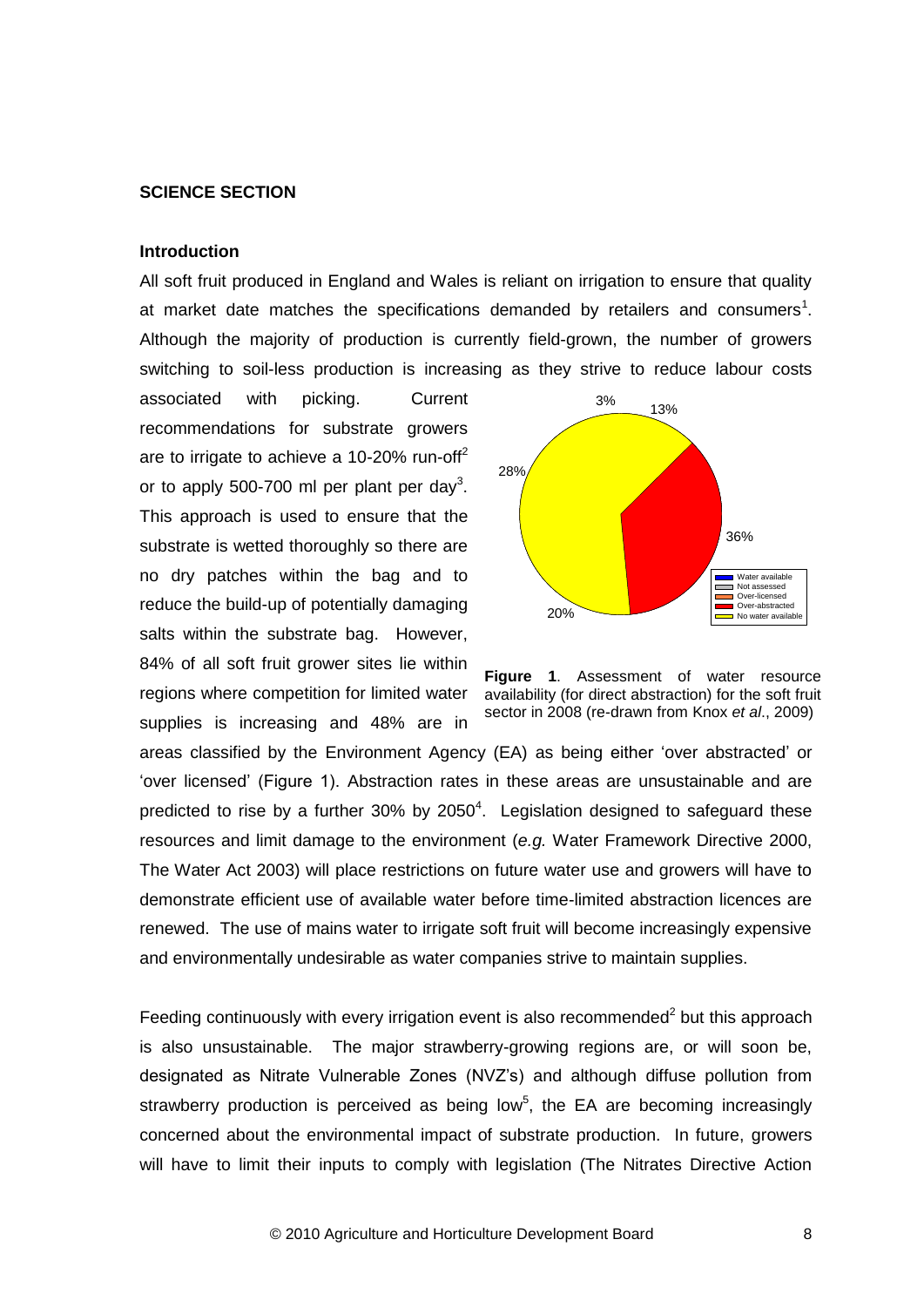## SCIENCE SECTION

### Introduction

All soft fruit produced in England and Wales is reliant on irrigation to ensure that quality at market date matches the specifications demanded by retailers and consumers[1]. Although the majority of production is currently field-grown, the number of growers switching to soil-less production is increasing as they strive to reduce labour costs associated with picking. Current recommendations for substrate growers are to irrigate to achieve a 10-20% run-off[2] or to apply 500-700 ml per plant per day[3]. This approach is used to ensure that the substrate is wetted thoroughly so there are no dry patches within the bag and to reduce the build-up of potentially damaging salts within the substrate bag. However, 84% of all soft fruit grower sites lie within regions where competition for limited water supplies is increasing and 48% are in areas classified by the Environment Agency (EA) as being either 'over abstracted' or 'over licensed' (Figure 1). Abstraction rates in these areas are unsustainable and are predicted to rise by a further 30% by 2050[4]. Legislation designed to safeguard these resources and limit damage to the environment (*e.g.* Water Framework Directive 2000, The Water Act 2003) will place restrictions on future water use and growers will have to demonstrate efficient use of available water before time-limited abstraction licences are renewed. The use of mains water to irrigate soft fruit will become increasingly expensive and environmentally undesirable as water companies strive to maintain supplies.

**Figure 1**. Assessment of water resource availability (for direct abstraction) for the soft fruit sector in 2008 (re-drawn from Knox *et al*., 2009)

Feeding continuously with every irrigation event is also recommended[2] but this approach is also unsustainable. The major strawberry-growing regions are, or will soon be, designated as Nitrate Vulnerable Zones (NVZ's) and although diffuse pollution from strawberry production is perceived as being low[5], the EA are becoming increasingly concerned about the environmental impact of substrate production. In future, growers will have to limit their inputs to comply with legislation (The Nitrates Directive Action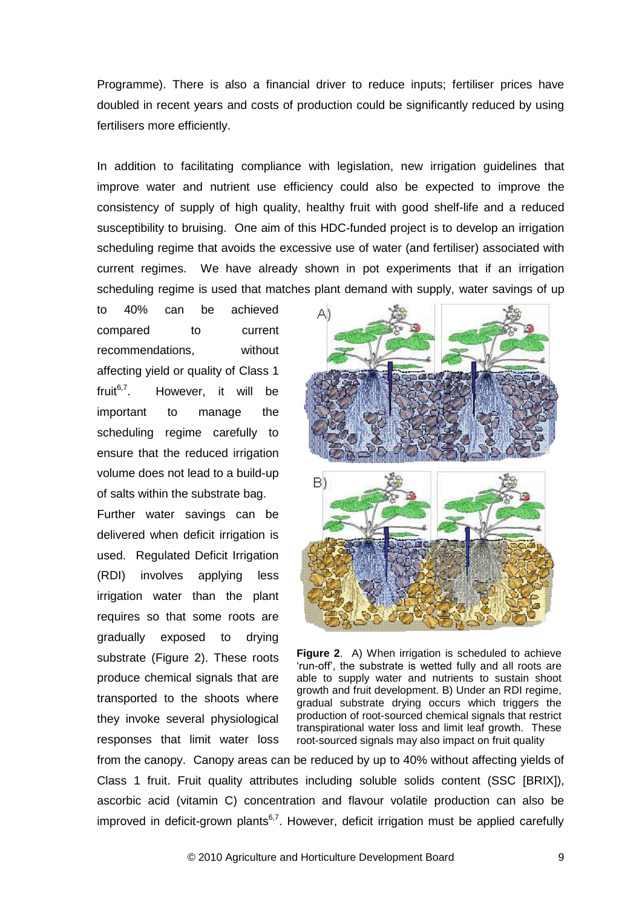Programme). There is also a financial driver to reduce inputs; fertiliser prices have doubled in recent years and costs of production could be significantly reduced by using fertilisers more efficiently.

In addition to facilitating compliance with legislation, new irrigation guidelines that improve water and nutrient use efficiency could also be expected to improve the consistency of supply of high quality, healthy fruit with good shelf-life and a reduced susceptibility to bruising. One aim of this HDC-funded project is to develop an irrigation scheduling regime that avoids the excessive use of water (and fertiliser) associated with current regimes. We have already shown in pot experiments that if an irrigation scheduling regime is used that matches plant demand with supply, water savings of up to 40% can be achieved compared to current recommendations, without affecting yield or quality of Class 1 fruit[6,7]. However, it will be important to manage the scheduling regime carefully to ensure that the reduced irrigation volume does not lead to a build-up of salts within the substrate bag.

Further water savings can be delivered when deficit irrigation is used. Regulated Deficit Irrigation (RDI) involves applying less irrigation water than the plant requires so that some roots are gradually exposed to drying substrate (Figure 2). These roots produce chemical signals that are transported to the shoots where they invoke several physiological responses that limit water loss from the canopy. Canopy areas can be reduced by up to 40% without affecting yields of Class 1 fruit. Fruit quality attributes including soluble solids content (SSC [BRIX]), ascorbic acid (vitamin C) concentration and flavour volatile production can also be improved in deficit-grown plants[6,7]. However, deficit irrigation must be applied carefully

**Figure 2**. A) When irrigation is scheduled to achieve 'run-off', the substrate is wetted fully and all roots are able to supply water and nutrients to sustain shoot growth and fruit development. B) Under an RDI regime, gradual substrate drying occurs which triggers the production of root-sourced chemical signals that restrict transpirational water loss and limit leaf growth. These root-sourced signals may also impact on fruit quality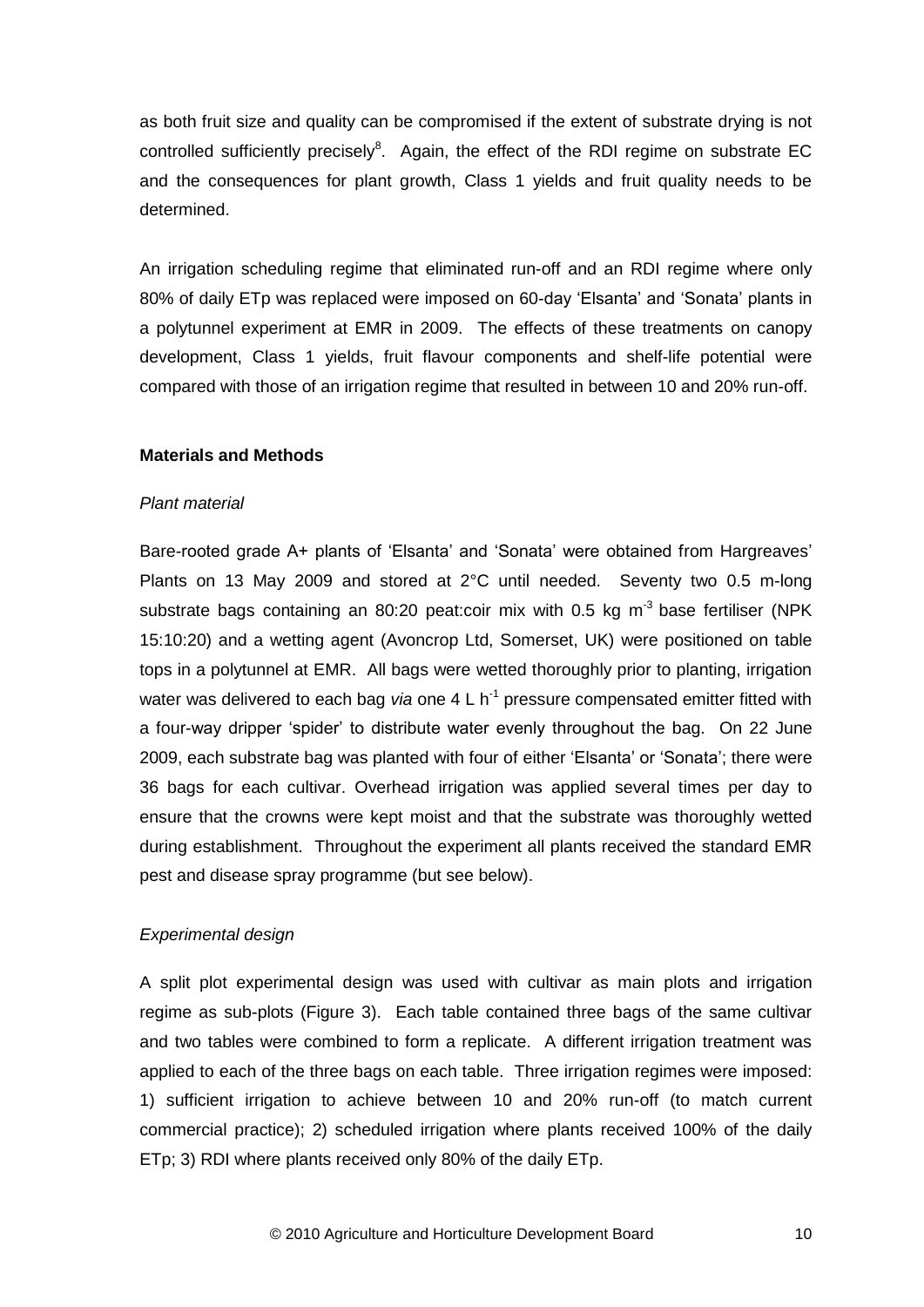as both fruit size and quality can be compromised if the extent of substrate drying is not controlled sufficiently precisely[8]. Again, the effect of the RDI regime on substrate EC and the consequences for plant growth, Class 1 yields and fruit quality needs to be determined.

An irrigation scheduling regime that eliminated run-off and an RDI regime where only 80% of daily ETp was replaced were imposed on 60-day 'Elsanta' and 'Sonata' plants in a polytunnel experiment at EMR in 2009. The effects of these treatments on canopy development, Class 1 yields, fruit flavour components and shelf-life potential were compared with those of an irrigation regime that resulted in between 10 and 20% run-off.

**Materials and Methods**

*Plant material*

Bare-rooted grade A+ plants of 'Elsanta' and 'Sonata' were obtained from Hargreaves' Plants on 13 May 2009 and stored at 2°C until needed. Seventy two 0.5 m-long substrate bags containing an 80:20 peat:coir mix with 0.5 kg $m^{-3}$ base fertiliser (NPK 15:10:20) and a wetting agent (Avoncrop Ltd, Somerset, UK) were positioned on table tops in a polytunnel at EMR. All bags were wetted thoroughly prior to planting, irrigation water was delivered to each bag *via* one 4 L $h^{-1}$ pressure compensated emitter fitted with a four-way dripper 'spider' to distribute water evenly throughout the bag. On 22 June 2009, each substrate bag was planted with four of either 'Elsanta' or 'Sonata'; there were 36 bags for each cultivar. Overhead irrigation was applied several times per day to ensure that the crowns were kept moist and that the substrate was thoroughly wetted during establishment. Throughout the experiment all plants received the standard EMR pest and disease spray programme (but see below).

*Experimental design*

A split plot experimental design was used with cultivar as main plots and irrigation regime as sub-plots (Figure 3). Each table contained three bags of the same cultivar and two tables were combined to form a replicate. A different irrigation treatment was applied to each of the three bags on each table. Three irrigation regimes were imposed: 1) sufficient irrigation to achieve between 10 and 20% run-off (to match current commercial practice); 2) scheduled irrigation where plants received 100% of the daily ETp; 3) RDI where plants received only 80% of the daily ETp.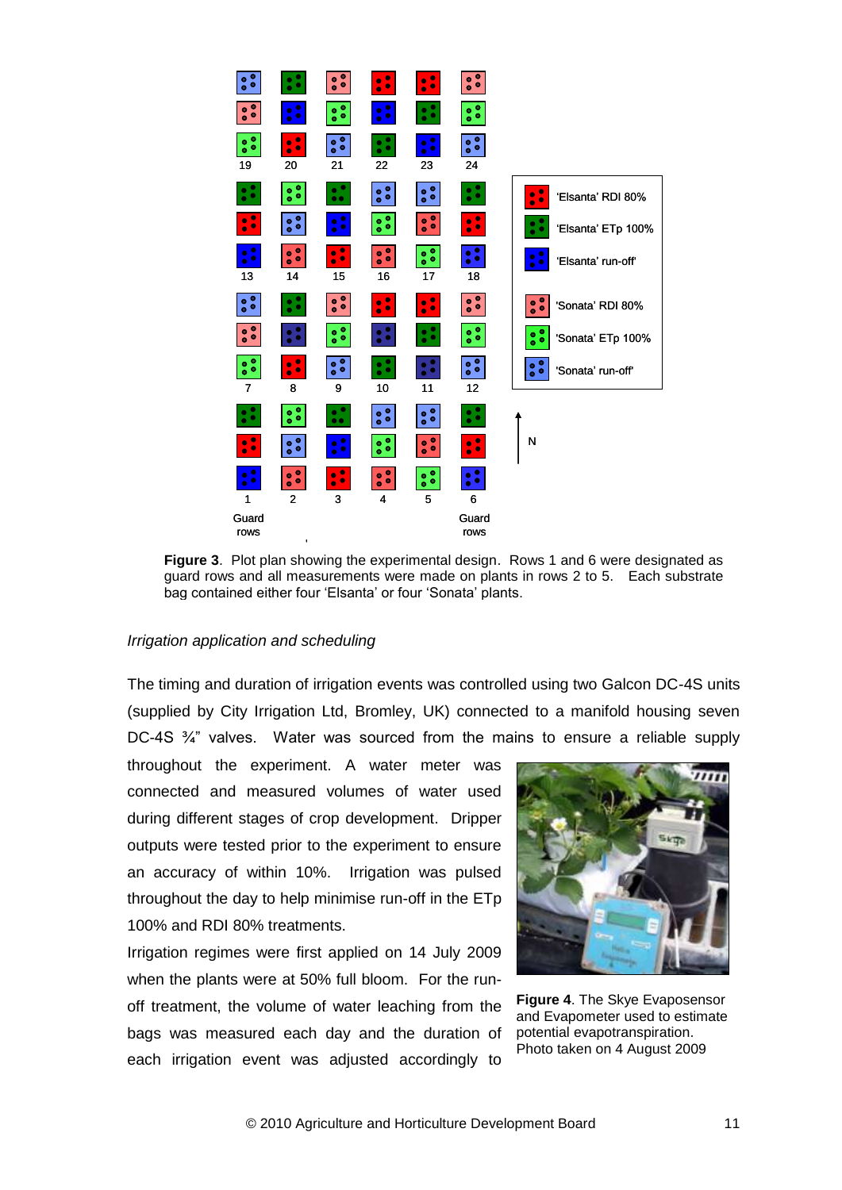**Figure 3**. Plot plan showing the experimental design. Rows 1 and 6 were designated as guard rows and all measurements were made on plants in rows 2 to 5. Each substrate bag contained either four 'Elsanta' or four 'Sonata' plants.

*Irrigation application and scheduling*

The timing and duration of irrigation events was controlled using two Galcon DC-4S units (supplied by City Irrigation Ltd, Bromley, UK) connected to a manifold housing seven DC-4S ¾" valves. Water was sourced from the mains to ensure a reliable supply throughout the experiment. A water meter was connected and measured volumes of water used during different stages of crop development. Dripper outputs were tested prior to the experiment to ensure an accuracy of within 10%. Irrigation was pulsed throughout the day to help minimise run-off in the ETp 100% and RDI 80% treatments.

Irrigation regimes were first applied on 14 July 2009 when the plants were at 50% full bloom. For the run-off treatment, the volume of water leaching from the bags was measured each day and the duration of each irrigation event was adjusted accordingly to

**Figure 4**. The Skye Evaposensor and Evapometer used to estimate potential evapotranspiration. Photo taken on 4 August 2009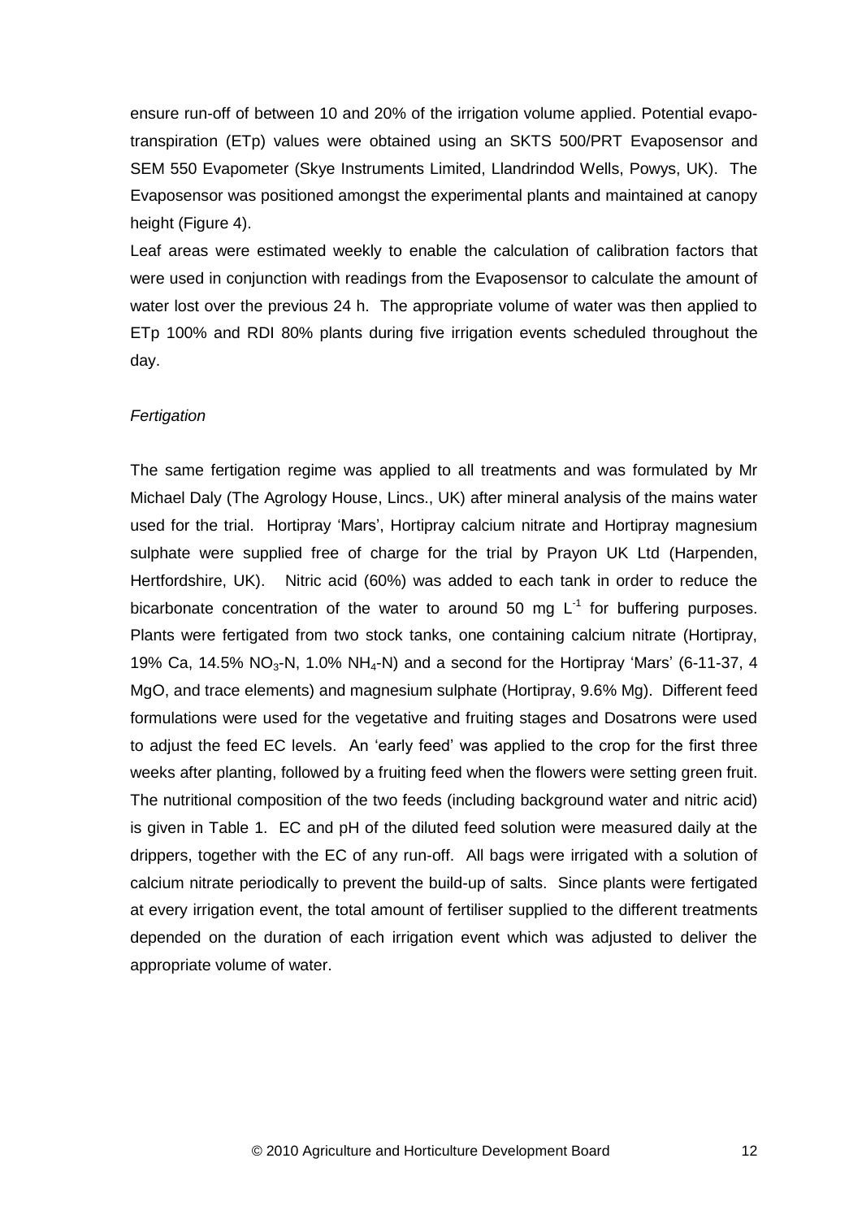ensure run-off of between 10 and 20% of the irrigation volume applied. Potential evapo-transpiration (ETp) values were obtained using an SKTS 500/PRT Evaposensor and SEM 550 Evapometer (Skye Instruments Limited, Llandrindod Wells, Powys, UK). The Evaposensor was positioned amongst the experimental plants and maintained at canopy height (Figure 4).

Leaf areas were estimated weekly to enable the calculation of calibration factors that were used in conjunction with readings from the Evaposensor to calculate the amount of water lost over the previous 24 h. The appropriate volume of water was then applied to ETp 100% and RDI 80% plants during five irrigation events scheduled throughout the day.

*Fertigation*

The same fertigation regime was applied to all treatments and was formulated by Mr Michael Daly (The Agrology House, Lincs., UK) after mineral analysis of the mains water used for the trial. Hortipray 'Mars', Hortipray calcium nitrate and Hortipray magnesium sulphate were supplied free of charge for the trial by Prayon UK Ltd (Harpenden, Hertfordshire, UK). Nitric acid (60%) was added to each tank in order to reduce the bicarbonate concentration of the water to around 50 mg $L^{-1}$ for buffering purposes. Plants were fertigated from two stock tanks, one containing calcium nitrate (Hortipray, 19% Ca, 14.5% $NO_3$-N, 1.0% $NH_4$-N) and a second for the Hortipray 'Mars' (6-11-37, 4 MgO, and trace elements) and magnesium sulphate (Hortipray, 9.6% Mg). Different feed formulations were used for the vegetative and fruiting stages and Dosatrons were used to adjust the feed EC levels. An 'early feed' was applied to the crop for the first three weeks after planting, followed by a fruiting feed when the flowers were setting green fruit. The nutritional composition of the two feeds (including background water and nitric acid) is given in Table 1. EC and pH of the diluted feed solution were measured daily at the drippers, together with the EC of any run-off. All bags were irrigated with a solution of calcium nitrate periodically to prevent the build-up of salts. Since plants were fertigated at every irrigation event, the total amount of fertiliser supplied to the different treatments depended on the duration of each irrigation event which was adjusted to deliver the appropriate volume of water.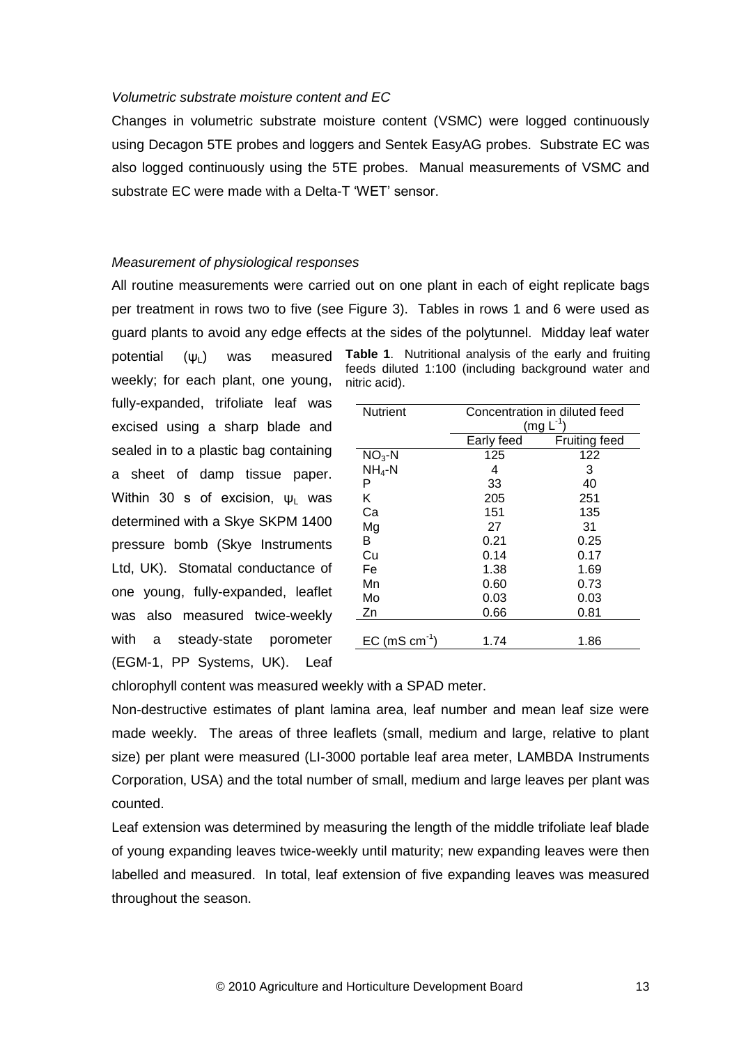*Volumetric substrate moisture content and EC*

Changes in volumetric substrate moisture content (VSMC) were logged continuously using Decagon 5TE probes and loggers and Sentek EasyAG probes. Substrate EC was also logged continuously using the 5TE probes. Manual measurements of VSMC and substrate EC were made with a Delta-T 'WET' sensor.

*Measurement of physiological responses*

All routine measurements were carried out on one plant in each of eight replicate bags per treatment in rows two to five (see Figure 3). Tables in rows 1 and 6 were used as guard plants to avoid any edge effects at the sides of the polytunnel. Midday leaf water potential ($\psi_L$) was measured weekly; for each plant, one young, fully-expanded, trifoliate leaf was excised using a sharp blade and sealed in to a plastic bag containing a sheet of damp tissue paper. Within 30 s of excision, $\psi_L$ was determined with a Skye SKPM 1400 pressure bomb (Skye Instruments Ltd, UK). Stomatal conductance of one young, fully-expanded, leaflet was also measured twice-weekly with a steady-state porometer (EGM-1, PP Systems, UK). Leaf chlorophyll content was measured weekly with a SPAD meter.

**Table 1**. Nutritional analysis of the early and fruiting feeds diluted 1:100 (including background water and nitric acid).

| Nutrient | Concentration in diluted feed ($mg\ L^{-1}$) | |
|---|---|---|
| | Early feed | Fruiting feed |
| $NO_3$-N | 125 | 122 |
| $NH_4$-N | 4 | 3 |
| P | 33 | 40 |
| K | 205 | 251 |
| Ca | 151 | 135 |
| Mg | 27 | 31 |
| B | 0.21 | 0.25 |
| Cu | 0.14 | 0.17 |
| Fe | 1.38 | 1.69 |
| Mn | 0.60 | 0.73 |
| Mo | 0.03 | 0.03 |
| Zn | 0.66 | 0.81 |
| EC ($mS\ cm^{-1}$) | 1.74 | 1.86 |

Non-destructive estimates of plant lamina area, leaf number and mean leaf size were made weekly. The areas of three leaflets (small, medium and large, relative to plant size) per plant were measured (LI-3000 portable leaf area meter, LAMBDA Instruments Corporation, USA) and the total number of small, medium and large leaves per plant was counted.

Leaf extension was determined by measuring the length of the middle trifoliate leaf blade of young expanding leaves twice-weekly until maturity; new expanding leaves were then labelled and measured. In total, leaf extension of five expanding leaves was measured throughout the season.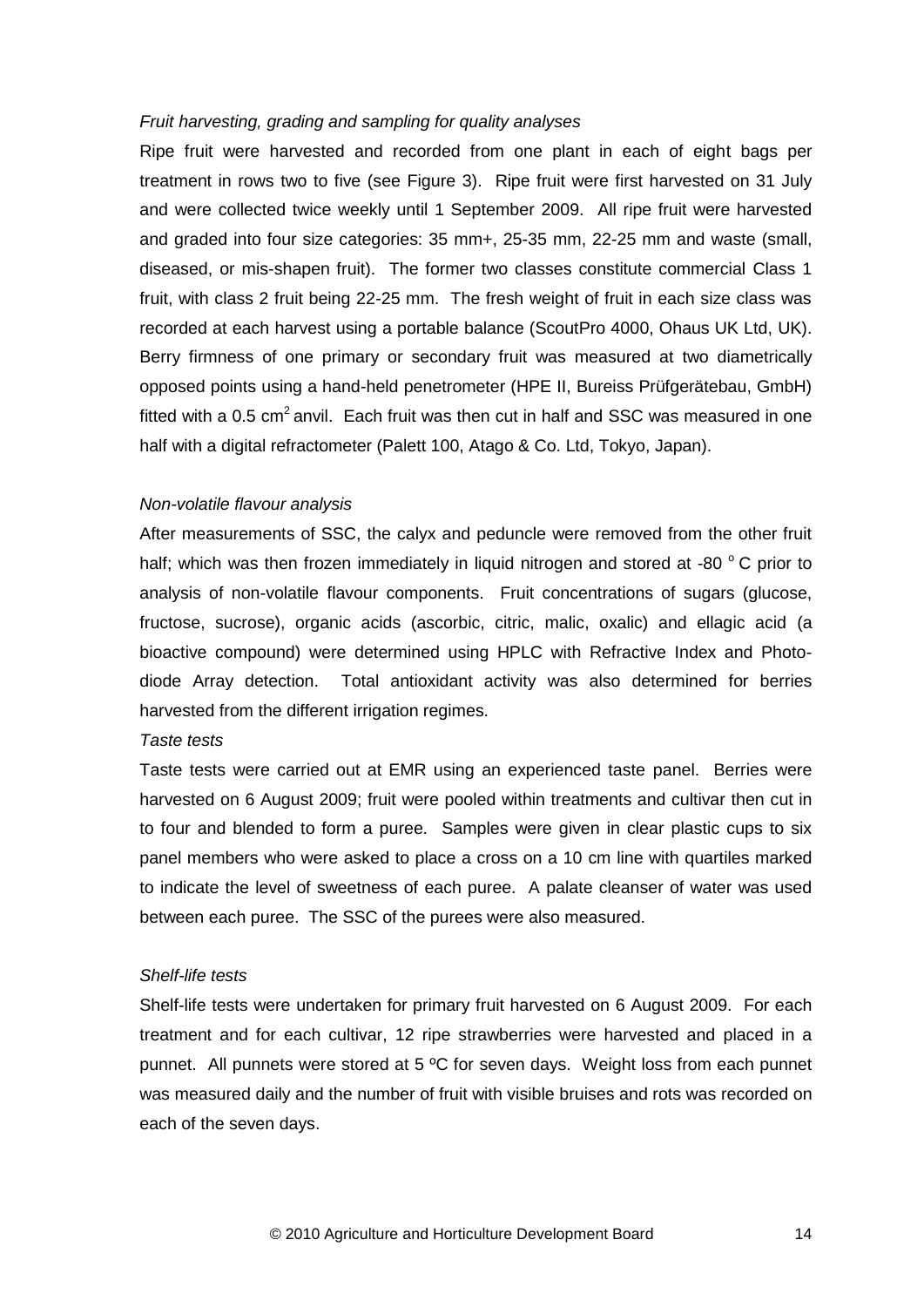*Fruit harvesting, grading and sampling for quality analyses*

Ripe fruit were harvested and recorded from one plant in each of eight bags per treatment in rows two to five (see Figure 3). Ripe fruit were first harvested on 31 July and were collected twice weekly until 1 September 2009. All ripe fruit were harvested and graded into four size categories: 35 mm+, 25-35 mm, 22-25 mm and waste (small, diseased, or mis-shapen fruit). The former two classes constitute commercial Class 1 fruit, with class 2 fruit being 22-25 mm. The fresh weight of fruit in each size class was recorded at each harvest using a portable balance (ScoutPro 4000, Ohaus UK Ltd, UK). Berry firmness of one primary or secondary fruit was measured at two diametrically opposed points using a hand-held penetrometer (HPE II, Bureiss Prüfgerätebau, GmbH) fitted with a 0.5 $cm^2$ anvil. Each fruit was then cut in half and SSC was measured in one half with a digital refractometer (Palett 100, Atago & Co. Ltd, Tokyo, Japan).

*Non-volatile flavour analysis*

After measurements of SSC, the calyx and peduncle were removed from the other fruit half; which was then frozen immediately in liquid nitrogen and stored at -80 $^{o}$ C prior to analysis of non-volatile flavour components. Fruit concentrations of sugars (glucose, fructose, sucrose), organic acids (ascorbic, citric, malic, oxalic) and ellagic acid (a bioactive compound) were determined using HPLC with Refractive Index and Photo-diode Array detection. Total antioxidant activity was also determined for berries harvested from the different irrigation regimes.

*Taste tests*

Taste tests were carried out at EMR using an experienced taste panel. Berries were harvested on 6 August 2009; fruit were pooled within treatments and cultivar then cut in to four and blended to form a puree. Samples were given in clear plastic cups to six panel members who were asked to place a cross on a 10 cm line with quartiles marked to indicate the level of sweetness of each puree. A palate cleanser of water was used between each puree. The SSC of the purees were also measured.

*Shelf-life tests*

Shelf-life tests were undertaken for primary fruit harvested on 6 August 2009. For each treatment and for each cultivar, 12 ripe strawberries were harvested and placed in a punnet. All punnets were stored at 5 ºC for seven days. Weight loss from each punnet was measured daily and the number of fruit with visible bruises and rots was recorded on each of the seven days.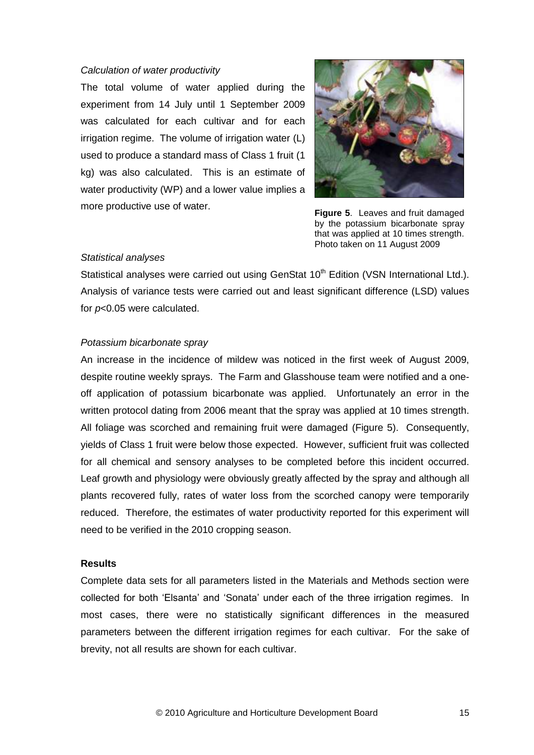*Calculation of water productivity*

The total volume of water applied during the experiment from 14 July until 1 September 2009 was calculated for each cultivar and for each irrigation regime. The volume of irrigation water (L) used to produce a standard mass of Class 1 fruit (1 kg) was also calculated. This is an estimate of water productivity (WP) and a lower value implies a more productive use of water.

**Figure 5**. Leaves and fruit damaged by the potassium bicarbonate spray that was applied at 10 times strength. Photo taken on 11 August 2009

*Statistical analyses*

Statistical analyses were carried out using GenStat 10th Edition (VSN International Ltd.). Analysis of variance tests were carried out and least significant difference (LSD) values for $p<0.05$ were calculated.

*Potassium bicarbonate spray*

An increase in the incidence of mildew was noticed in the first week of August 2009, despite routine weekly sprays. The Farm and Glasshouse team were notified and a one-off application of potassium bicarbonate was applied. Unfortunately an error in the written protocol dating from 2006 meant that the spray was applied at 10 times strength. All foliage was scorched and remaining fruit were damaged (Figure 5). Consequently, yields of Class 1 fruit were below those expected. However, sufficient fruit was collected for all chemical and sensory analyses to be completed before this incident occurred. Leaf growth and physiology were obviously greatly affected by the spray and although all plants recovered fully, rates of water loss from the scorched canopy were temporarily reduced. Therefore, the estimates of water productivity reported for this experiment will need to be verified in the 2010 cropping season.

**Results**

Complete data sets for all parameters listed in the Materials and Methods section were collected for both 'Elsanta' and 'Sonata' under each of the three irrigation regimes. In most cases, there were no statistically significant differences in the measured parameters between the different irrigation regimes for each cultivar. For the sake of brevity, not all results are shown for each cultivar.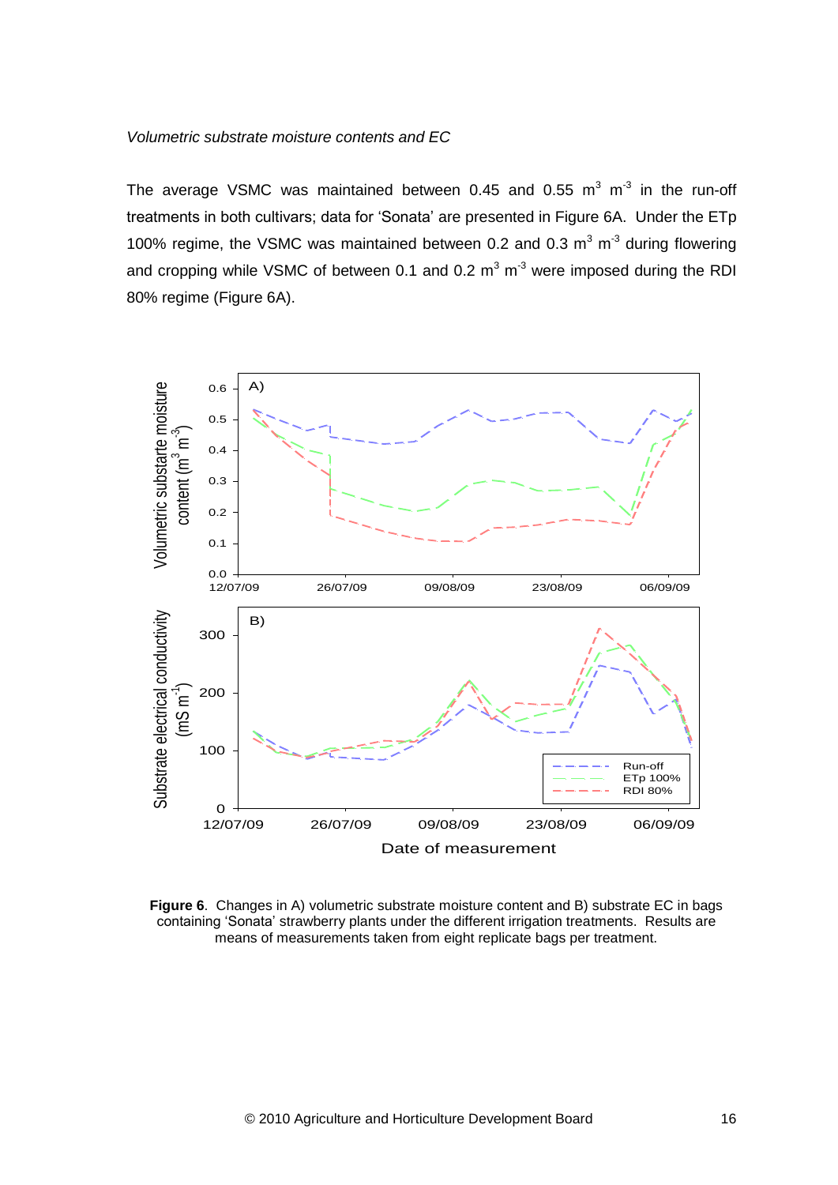*Volumetric substrate moisture contents and EC*

The average VSMC was maintained between 0.45 and 0.55 $m^3 m^{-3}$ in the run-off treatments in both cultivars; data for 'Sonata' are presented in Figure 6A. Under the ETp 100% regime, the VSMC was maintained between 0.2 and 0.3 $m^3 m^{-3}$ during flowering and cropping while VSMC of between 0.1 and 0.2 $m^3 m^{-3}$ were imposed during the RDI 80% regime (Figure 6A).

**Figure 6**. Changes in A) volumetric substrate moisture content and B) substrate EC in bags containing 'Sonata' strawberry plants under the different irrigation treatments. Results are means of measurements taken from eight replicate bags per treatment.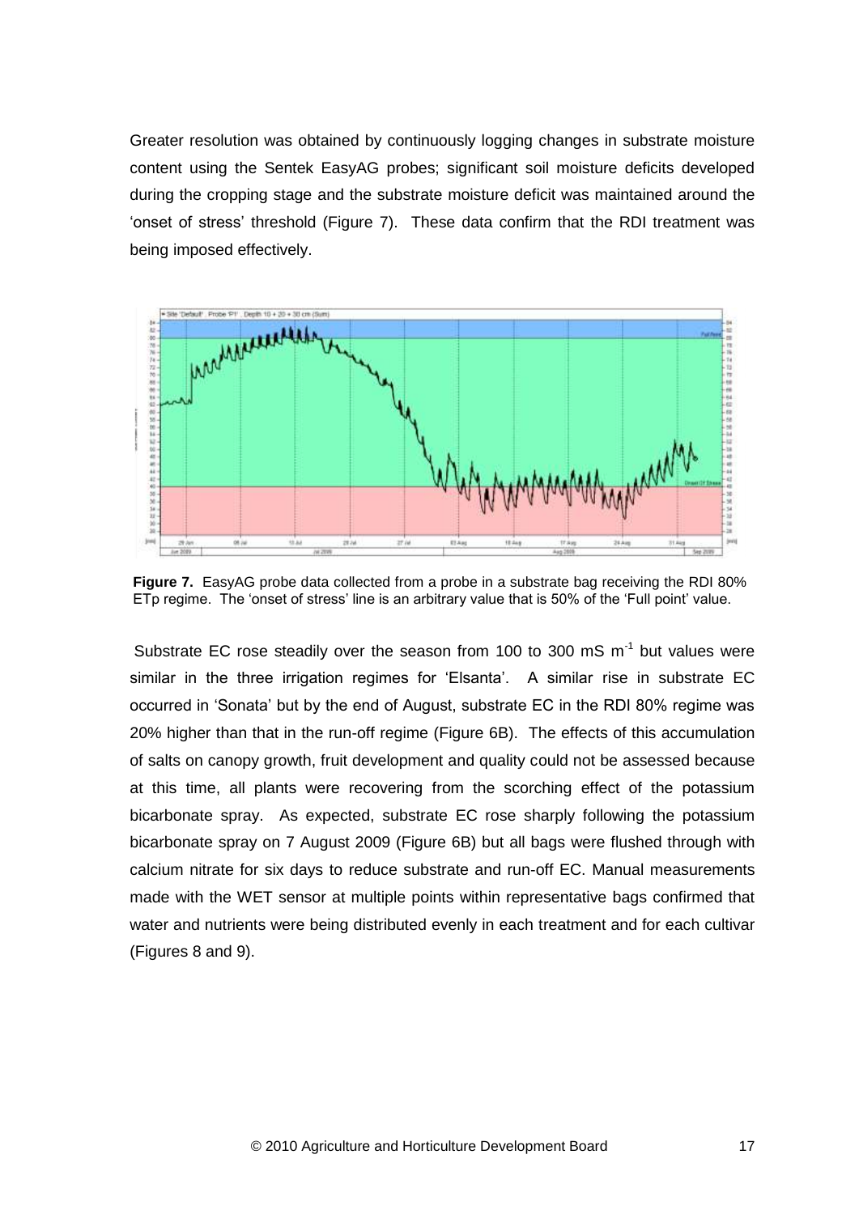Greater resolution was obtained by continuously logging changes in substrate moisture content using the Sentek EasyAG probes; significant soil moisture deficits developed during the cropping stage and the substrate moisture deficit was maintained around the 'onset of stress' threshold (Figure 7). These data confirm that the RDI treatment was being imposed effectively.

**Figure 7.** EasyAG probe data collected from a probe in a substrate bag receiving the RDI 80% ETp regime. The 'onset of stress' line is an arbitrary value that is 50% of the 'Full point' value.

Substrate EC rose steadily over the season from 100 to 300 mS $m^{-1}$ but values were similar in the three irrigation regimes for 'Elsanta'. A similar rise in substrate EC occurred in 'Sonata' but by the end of August, substrate EC in the RDI 80% regime was 20% higher than that in the run-off regime (Figure 6B). The effects of this accumulation of salts on canopy growth, fruit development and quality could not be assessed because at this time, all plants were recovering from the scorching effect of the potassium bicarbonate spray. As expected, substrate EC rose sharply following the potassium bicarbonate spray on 7 August 2009 (Figure 6B) but all bags were flushed through with calcium nitrate for six days to reduce substrate and run-off EC. Manual measurements made with the WET sensor at multiple points within representative bags confirmed that water and nutrients were being distributed evenly in each treatment and for each cultivar (Figures 8 and 9).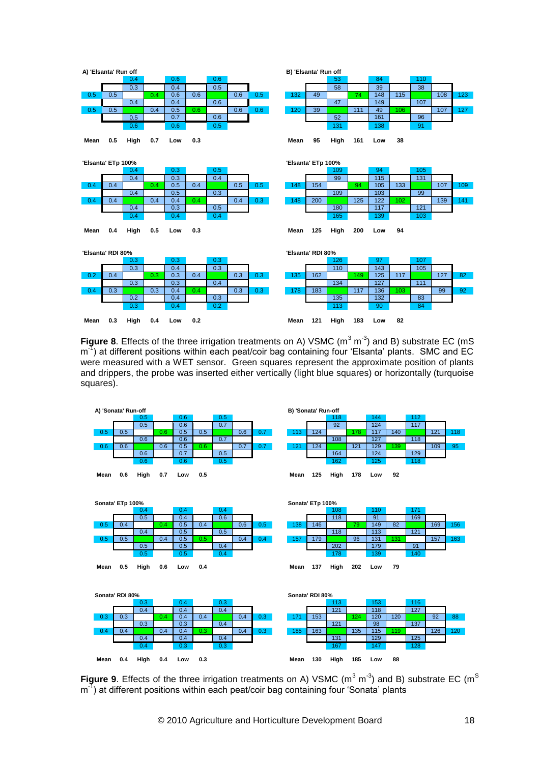**A) 'Elsanta' Run off**

| | | | | | | | | |
|---|---|---|---|---|---|---|---|---|
| | | 0.4 | | 0.6 | | 0.6 | | |
| | | 0.3 | | 0.4 | | 0.5 | | |
| 0.5 | 0.5 | | 0.4 | 0.6 | 0.6 | | 0.6 | 0.5 |
| | | 0.4 | | 0.4 | | 0.6 | | |
| 0.5 | 0.5 | | 0.4 | 0.5 | 0.6 | | 0.6 | 0.6 |
| | | 0.5 | | 0.7 | | 0.6 | | |
| | | 0.6 | | 0.6 | | 0.5 | | |

Mean 0.5 High 0.7 Low 0.3

**B) 'Elsanta' Run off**

| | | | | | | | | |
|---|---|---|---|---|---|---|---|---|
| | | 53 | | 84 | | 110 | | |
| | | 58 | | 39 | | 38 | | |
| 132 | 49 | | 74 | 148 | 115 | | 108 | 123 |
| | | 47 | | 149 | | 107 | | |
| 120 | 39 | | 111 | 49 | 106 | | 107 | 127 |
| | | 52 | | 161 | | 96 | | |
| | | 131 | | 138 | | 91 | | |

Mean 95 High 161 Low 38

**'Elsanta' ETp 100%**

| | | | | | | | | |
|---|---|---|---|---|---|---|---|---|
| | | 0.4 | | 0.3 | | 0.5 | | |
| | | 0.4 | | 0.3 | | 0.4 | | |
| 0.4 | 0.4 | | 0.4 | 0.5 | 0.4 | | 0.5 | 0.5 |
| | | 0.4 | | 0.5 | | 0.3 | | |
| 0.4 | 0.4 | | 0.4 | 0.4 | 0.4 | | 0.4 | 0.3 |
| | | 0.4 | | 0.3 | | 0.5 | | |
| | | 0.4 | | 0.4 | | 0.4 | | |

Mean 0.4 High 0.5 Low 0.3

**'Elsanta' ETp 100%**

| | | | | | | | | |
|---|---|---|---|---|---|---|---|---|
| | | 109 | | 94 | | 105 | | |
| | | 99 | | 115 | | 131 | | |
| 148 | 154 | | 94 | 105 | 133 | | 107 | 109 |
| | | 109 | | 103 | | 99 | | |
| 148 | 200 | | 125 | 122 | 102 | | 139 | 141 |
| | | 180 | | 117 | | 121 | | |
| | | 165 | | 139 | | 103 | | |

Mean 125 High 200 Low 94

**'Elsanta' RDI 80%**

| | | | | | | | | |
|---|---|---|---|---|---|---|---|---|
| | | 0.3 | | 0.3 | | 0.3 | | |
| | | 0.3 | | 0.4 | | 0.3 | | |
| 0.2 | 0.4 | | 0.3 | 0.3 | 0.4 | | 0.3 | 0.3 |
| | | 0.3 | | 0.3 | | 0.4 | | |
| 0.4 | 0.3 | | 0.3 | 0.4 | 0.4 | | 0.3 | 0.3 |
| | | 0.2 | | 0.4 | | 0.3 | | |
| | | 0.3 | | 0.4 | | 0.2 | | |

Mean 0.3 High 0.4 Low 0.2

**'Elsanta' RDI 80%**

| | | | | | | | | |
|---|---|---|---|---|---|---|---|---|
| | | 126 | | 97 | | 107 | | |
| | | 110 | | 143 | | 105 | | |
| 135 | 162 | | 149 | 125 | 117 | | 127 | 82 |
| | | 134 | | 127 | | 111 | | |
| 178 | 183 | | 117 | 136 | 103 | | 99 | 92 |
| | | 135 | | 132 | | 83 | | |
| | | 113 | | 90 | | 84 | | |

Mean 121 High 183 Low 82

**Figure 8**. Effects of the three irrigation treatments on A) VSMC ($m^3$ $m^{-3}$) and B) substrate EC (mS $m^{-1}$) at different positions within each peat/coir bag containing four 'Elsanta' plants. SMC and EC were measured with a WET sensor. Green squares represent the approximate position of plants and drippers, the probe was inserted either vertically (light blue squares) or horizontally (turquoise squares).

**A) 'Sonata' Run-off**

| | | | | | | | | |
|---|---|---|---|---|---|---|---|---|
| | | 0.5 | | 0.6 | | 0.5 | | |
| | | 0.5 | | 0.6 | | 0.7 | | |
| 0.5 | 0.5 | | 0.6 | 0.5 | 0.5 | | 0.6 | 0.7 |
| | | 0.6 | | 0.6 | | 0.7 | | |
| 0.6 | 0.6 | | 0.6 | 0.5 | 0.6 | | 0.7 | 0.7 |
| | | 0.6 | | 0.7 | | 0.5 | | |
| | | 0.6 | | 0.6 | | 0.5 | | |

Mean 0.6 High 0.7 Low 0.5

**B) 'Sonata' Run-off**

| | | | | | | | | |
|---|---|---|---|---|---|---|---|---|
| | | 118 | | 144 | | 112 | | |
| | | 92 | | 124 | | 117 | | |
| 113 | 124 | | 178 | 117 | 140 | | 121 | 118 |
| | | 108 | | 127 | | 118 | | |
| 121 | 124 | | 121 | 129 | 139 | | 109 | 95 |
| | | 164 | | 124 | | 129 | | |
| | | 162 | | 125 | | 118 | | |

Mean 125 High 178 Low 92

**Sonata' ETp 100%**

| | | | | | | | | |
|---|---|---|---|---|---|---|---|---|
| | | 0.4 | | 0.4 | | 0.4 | | |
| | | 0.5 | | 0.4 | | 0.6 | | |
| 0.5 | 0.4 | | 0.4 | 0.5 | 0.4 | | 0.6 | 0.5 |
| | | 0.4 | | 0.5 | | 0.5 | | |
| 0.5 | 0.5 | | 0.4 | 0.5 | 0.5 | | 0.4 | 0.4 |
| | | 0.5 | | 0.5 | | 0.4 | | |
| | | 0.5 | | 0.5 | | 0.4 | | |

Mean 0.5 High 0.6 Low 0.4

**Sonata' ETp 100%**

| | | | | | | | | |
|---|---|---|---|---|---|---|---|---|
| | | 108 | | 110 | | 171 | | |
| | | 118 | | 91 | | 169 | | |
| 138 | 146 | | 79 | 149 | 82 | | 169 | 156 |
| | | 118 | | 113 | | 121 | | |
| 157 | 179 | | 96 | 131 | 131 | | 157 | 163 |
| | | 202 | | 179 | | 91 | | |
| | | 178 | | 139 | | 140 | | |

Mean 137 High 202 Low 79

**Sonata' RDI 80%**

| | | | | | | | | |
|---|---|---|---|---|---|---|---|---|
| | | 0.3 | | 0.4 | | 0.3 | | |
| | | 0.4 | | 0.4 | | 0.4 | | |
| 0.3 | 0.3 | | 0.4 | 0.4 | 0.4 | | 0.4 | 0.3 |
| | | 0.3 | | 0.3 | | 0.4 | | |
| 0.4 | 0.4 | | 0.4 | 0.4 | 0.3 | | 0.4 | 0.3 |
| | | 0.4 | | 0.4 | | 0.4 | | |
| | | 0.4 | | 0.3 | | 0.3 | | |

Mean 0.4 High 0.4 Low 0.3

**Sonata' RDI 80%**

| | | | | | | | | |
|---|---|---|---|---|---|---|---|---|
| | | 113 | | 153 | | 116 | | |
| | | 121 | | 118 | | 127 | | |
| 171 | 153 | | 124 | 120 | 120 | | 92 | 88 |
| | | 121 | | 98 | | 137 | | |
| 185 | 163 | | 135 | 115 | 119 | | 126 | 120 |
| | | 131 | | 129 | | 125 | | |
| | | 167 | | 147 | | 128 | | |

Mean 130 High 185 Low 88

**Figure 9**. Effects of the three irrigation treatments on A) VSMC ($m^3$ $m^{-3}$) and B) substrate EC ($m^S$ $m^{-1}$) at different positions within each peat/coir bag containing four 'Sonata' plants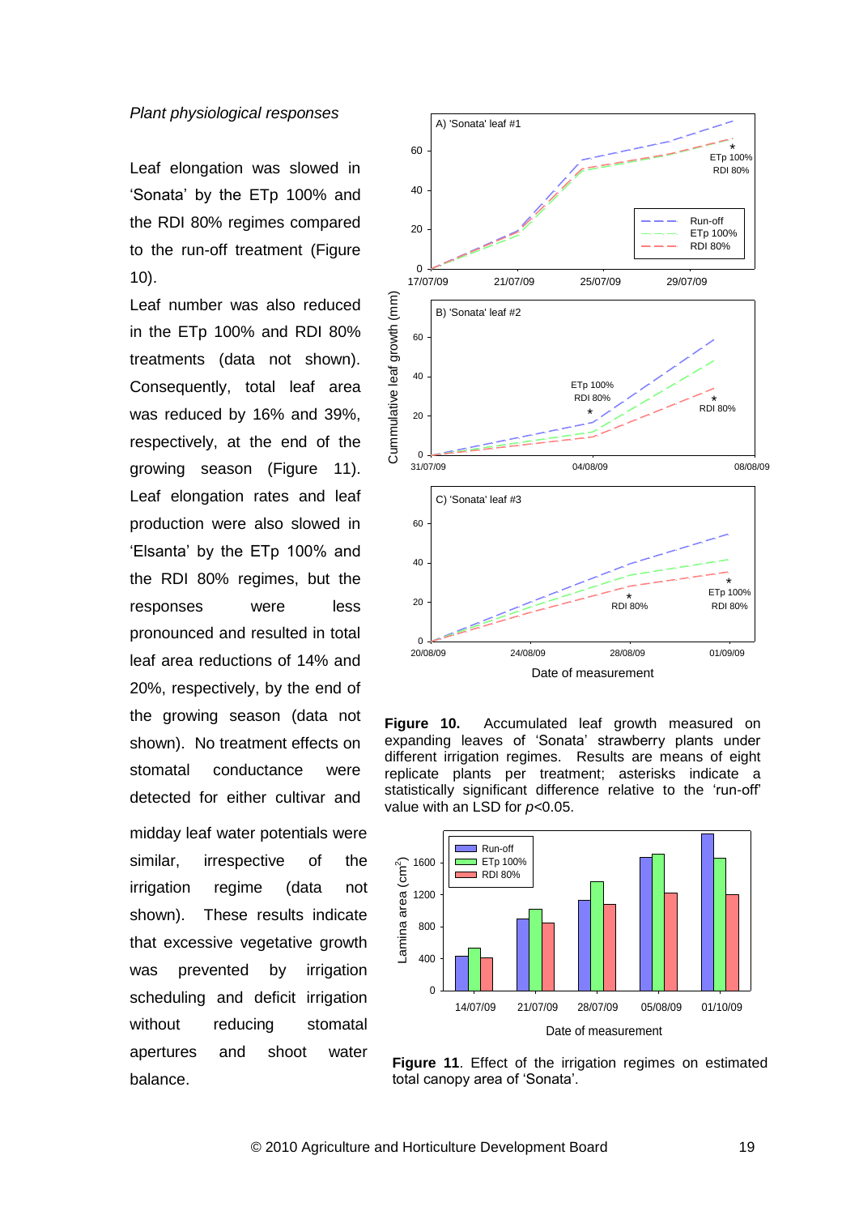*Plant physiological responses*

Leaf elongation was slowed in ‘Sonata’ by the ETp 100% and the RDI 80% regimes compared to the run-off treatment (Figure 10).

Leaf number was also reduced in the ETp 100% and RDI 80% treatments (data not shown). Consequently, total leaf area was reduced by 16% and 39%, respectively, at the end of the growing season (Figure 11). Leaf elongation rates and leaf production were also slowed in ‘Elsanta’ by the ETp 100% and the RDI 80% regimes, but the responses were less pronounced and resulted in total leaf area reductions of 14% and 20%, respectively, by the end of the growing season (data not shown). No treatment effects on stomatal conductance were detected for either cultivar and midday leaf water potentials were similar, irrespective of the irrigation regime (data not shown). These results indicate that excessive vegetative growth was prevented by irrigation scheduling and deficit irrigation without reducing stomatal apertures and shoot water balance.

**Figure 10.** Accumulated leaf growth measured on expanding leaves of ‘Sonata’ strawberry plants under different irrigation regimes. Results are means of eight replicate plants per treatment; asterisks indicate a statistically significant difference relative to the ‘run-off’ value with an LSD for $p<0.05$.

**Figure 11**. Effect of the irrigation regimes on estimated total canopy area of ‘Sonata’.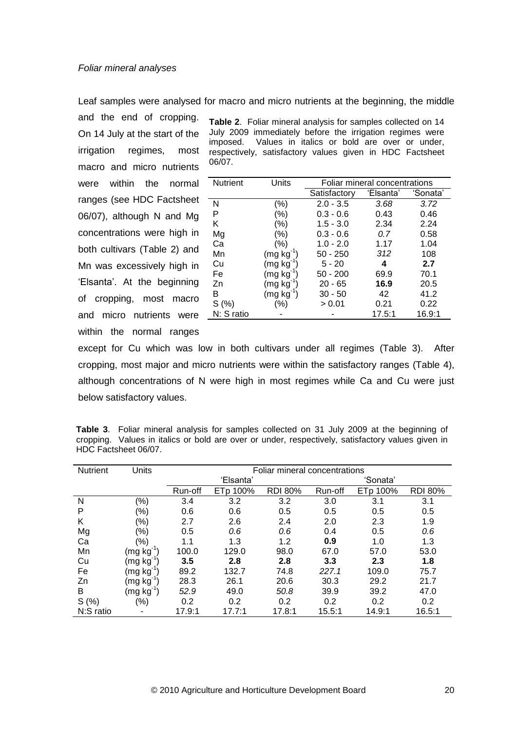*Foliar mineral analyses*

Leaf samples were analysed for macro and micro nutrients at the beginning, the middle and the end of cropping. On 14 July at the start of the irrigation regimes, most macro and micro nutrients were within the normal ranges (see HDC Factsheet 06/07), although N and Mg concentrations were high in both cultivars (Table 2) and Mn was excessively high in 'Elsanta'. At the beginning of cropping, most macro and micro nutrients were within the normal ranges except for Cu which was low in both cultivars under all regimes (Table 3). After cropping, most major and micro nutrients were within the satisfactory ranges (Table 4), although concentrations of N were high in most regimes while Ca and Cu were just below satisfactory values.

**Table 2**. Foliar mineral analysis for samples collected on 14 July 2009 immediately before the irrigation regimes were imposed. Values in italics or bold are over or under, respectively, satisfactory values given in HDC Factsheet 06/07.

| Nutrient | Units | Foliar mineral concentrations | | |
|---|---|---|---|---|
| | | Satisfactory | 'Elsanta' | 'Sonata' |
| N | (%) | 2.0 - 3.5 | *3.68* | *3.72* |
| P | (%) | 0.3 - 0.6 | 0.43 | 0.46 |
| K | (%) | 1.5 - 3.0 | 2.34 | 2.24 |
| Mg | (%) | 0.3 - 0.6 | *0.7* | 0.58 |
| Ca | (%) | 1.0 - 2.0 | 1.17 | 1.04 |
| Mn | (mg kg$^{-1}$) | 50 - 250 | *312* | 108 |
| Cu | (mg kg$^{-1}$) | 5 - 20 | **4** | **2.7** |
| Fe | (mg kg$^{-1}$) | 50 - 200 | 69.9 | 70.1 |
| Zn | (mg kg$^{-1}$) | 20 - 65 | **16.9** | 20.5 |
| B | (mg kg$^{-1}$) | 30 - 50 | 42 | 41.2 |
| S (%) | (%) | > 0.01 | 0.21 | 0.22 |
| N: S ratio | - | - | 17.5:1 | 16.9:1 |

**Table 3**. Foliar mineral analysis for samples collected on 31 July 2009 at the beginning of cropping. Values in italics or bold are over or under, respectively, satisfactory values given in HDC Factsheet 06/07.

| Nutrient | Units | Foliar mineral concentrations | | | | | |
|---|---|---|---|---|---|---|---|
| | | 'Elsanta' | | | 'Sonata' | | |
| | | Run-off | ETp 100% | RDI 80% | Run-off | ETp 100% | RDI 80% |
| N | (%) | 3.4 | 3.2 | 3.2 | 3.0 | 3.1 | 3.1 |
| P | (%) | 0.6 | 0.6 | 0.5 | 0.5 | 0.5 | 0.5 |
| K | (%) | 2.7 | 2.6 | 2.4 | 2.0 | 2.3 | 1.9 |
| Mg | (%) | 0.5 | *0.6* | *0.6* | 0.4 | 0.5 | *0.6* |
| Ca | (%) | 1.1 | 1.3 | 1.2 | **0.9** | 1.0 | 1.3 |
| Mn | (mg kg$^{-1}$) | 100.0 | 129.0 | 98.0 | 67.0 | 57.0 | 53.0 |
| Cu | (mg kg$^{-1}$) | **3.5** | **2.8** | **2.8** | **3.3** | **2.3** | **1.8** |
| Fe | (mg kg$^{-1}$) | 89.2 | 132.7 | 74.8 | *227.1* | 109.0 | 75.7 |
| Zn | (mg kg$^{-1}$) | 28.3 | 26.1 | 20.6 | 30.3 | 29.2 | 21.7 |
| B | (mg kg$^{-1}$) | *52.9* | 49.0 | *50.8* | 39.9 | 39.2 | 47.0 |
| S (%) | (%) | 0.2 | 0.2 | 0.2 | 0.2 | 0.2 | 0.2 |
| N:S ratio | - | 17.9:1 | 17.7:1 | 17.8:1 | 15.5:1 | 14.9:1 | 16.5:1 |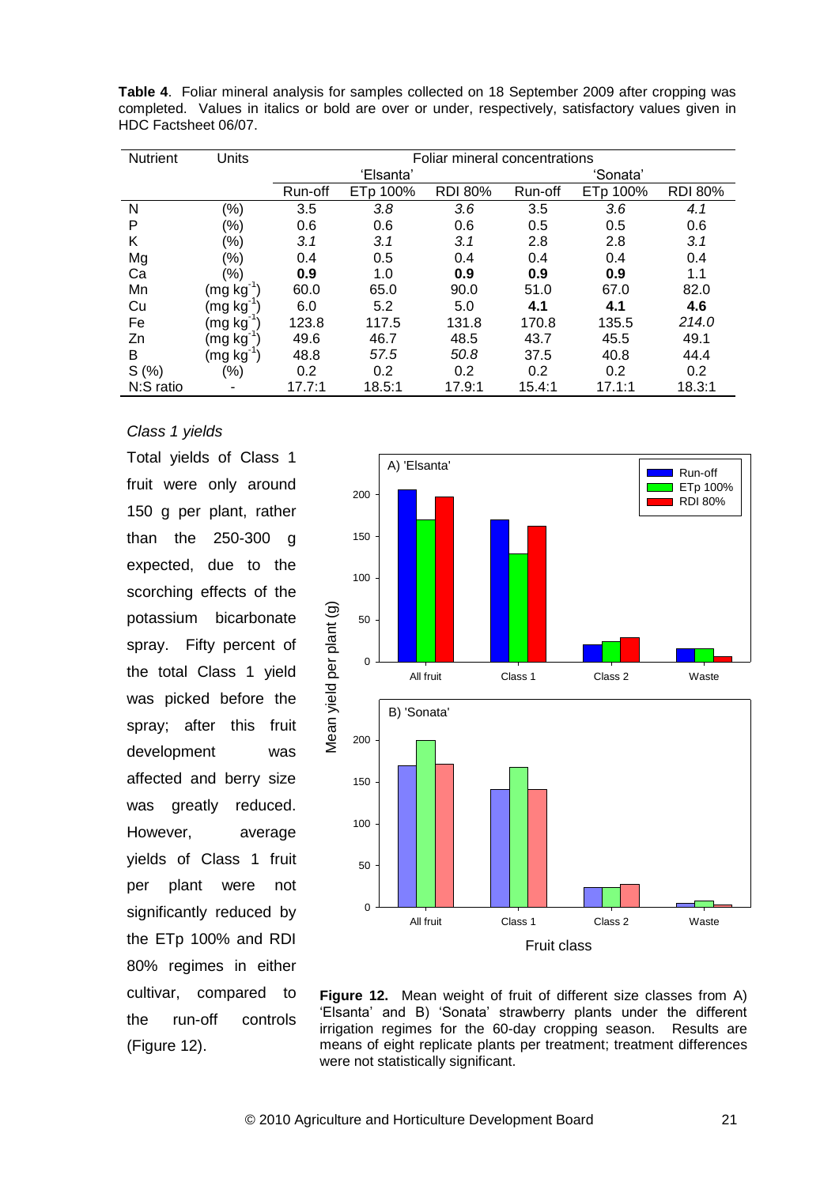**Table 4**. Foliar mineral analysis for samples collected on 18 September 2009 after cropping was completed. Values in italics or bold are over or under, respectively, satisfactory values given in HDC Factsheet 06/07.

| Nutrient | Units | Foliar mineral concentrations | | | | | |
|---|---|---|---|---|---|---|---|
| | | 'Elsanta' | | | 'Sonata' | | |
| | | Run-off | ETp 100% | RDI 80% | Run-off | ETp 100% | RDI 80% |
| N | (%) | 3.5 | *3.8* | *3.6* | 3.5 | *3.6* | *4.1* |
| P | (%) | 0.6 | 0.6 | 0.6 | 0.5 | 0.5 | 0.6 |
| K | (%) | *3.1* | *3.1* | *3.1* | 2.8 | 2.8 | *3.1* |
| Mg | (%) | 0.4 | 0.5 | 0.4 | 0.4 | 0.4 | 0.4 |
| Ca | (%) | **0.9** | 1.0 | **0.9** | **0.9** | **0.9** | 1.1 |
| Mn | (mg $kg^{-1}$) | 60.0 | 65.0 | 90.0 | 51.0 | 67.0 | 82.0 |
| Cu | (mg $kg^{-1}$) | 6.0 | 5.2 | 5.0 | **4.1** | **4.1** | **4.6** |
| Fe | (mg $kg^{-1}$) | 123.8 | 117.5 | 131.8 | 170.8 | 135.5 | *214.0* |
| Zn | (mg $kg^{-1}$) | 49.6 | 46.7 | 48.5 | 43.7 | 45.5 | 49.1 |
| B | (mg $kg^{-1}$) | 48.8 | *57.5* | *50.8* | 37.5 | 40.8 | 44.4 |
| S (%) | (%) | 0.2 | 0.2 | 0.2 | 0.2 | 0.2 | 0.2 |
| N:S ratio | - | 17.7:1 | 18.5:1 | 17.9:1 | 15.4:1 | 17.1:1 | 18.3:1 |

*Class 1 yields*

Total yields of Class 1 fruit were only around 150 g per plant, rather than the 250-300 g expected, due to the scorching effects of the potassium bicarbonate spray. Fifty percent of the total Class 1 yield was picked before the spray; after this fruit development was affected and berry size was greatly reduced. However, average yields of Class 1 fruit per plant were not significantly reduced by the ETp 100% and RDI 80% regimes in either cultivar, compared to the run-off controls (Figure 12).

**Figure 12.** Mean weight of fruit of different size classes from A) 'Elsanta' and B) 'Sonata' strawberry plants under the different irrigation regimes for the 60-day cropping season. Results are means of eight replicate plants per treatment; treatment differences were not statistically significant.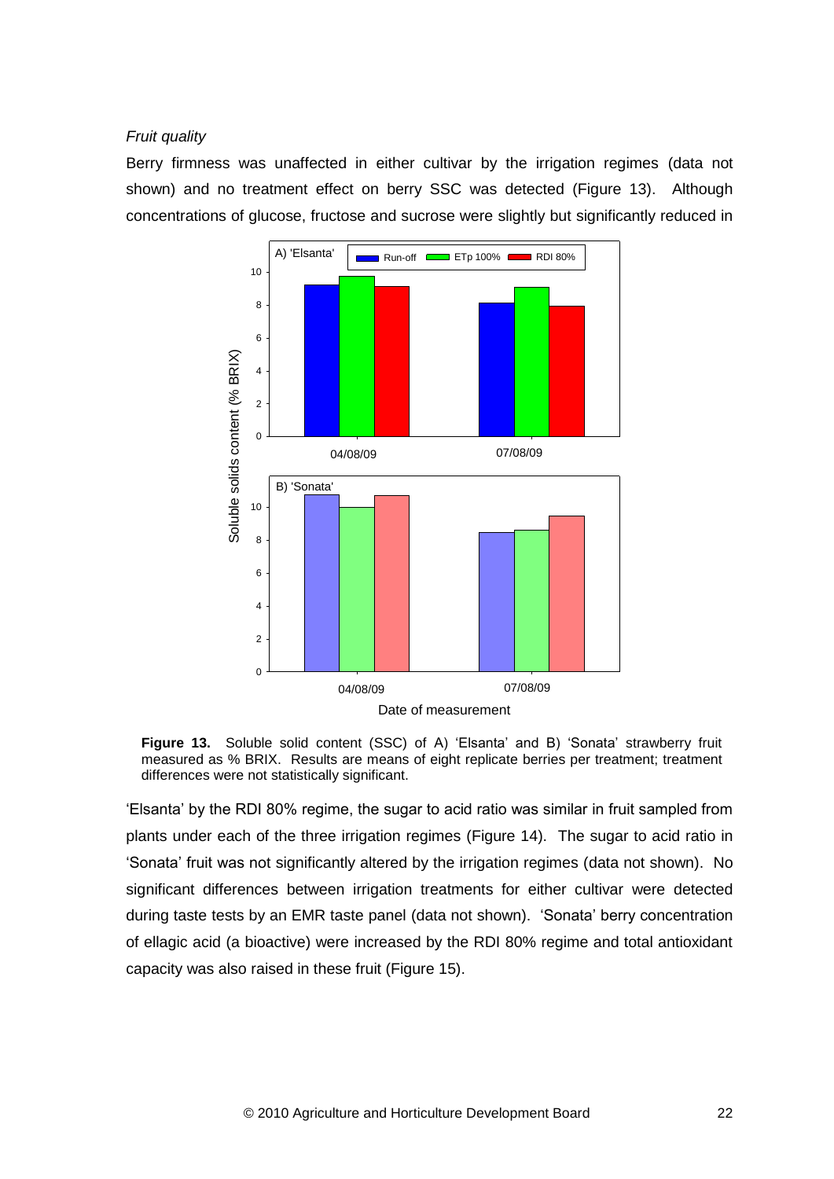*Fruit quality*

Berry firmness was unaffected in either cultivar by the irrigation regimes (data not shown) and no treatment effect on berry SSC was detected (Figure 13). Although concentrations of glucose, fructose and sucrose were slightly but significantly reduced in

**Figure 13.** Soluble solid content (SSC) of A) 'Elsanta' and B) 'Sonata' strawberry fruit measured as % BRIX. Results are means of eight replicate berries per treatment; treatment differences were not statistically significant.

'Elsanta' by the RDI 80% regime, the sugar to acid ratio was similar in fruit sampled from plants under each of the three irrigation regimes (Figure 14). The sugar to acid ratio in 'Sonata' fruit was not significantly altered by the irrigation regimes (data not shown). No significant differences between irrigation treatments for either cultivar were detected during taste tests by an EMR taste panel (data not shown). 'Sonata' berry concentration of ellagic acid (a bioactive) were increased by the RDI 80% regime and total antioxidant capacity was also raised in these fruit (Figure 15).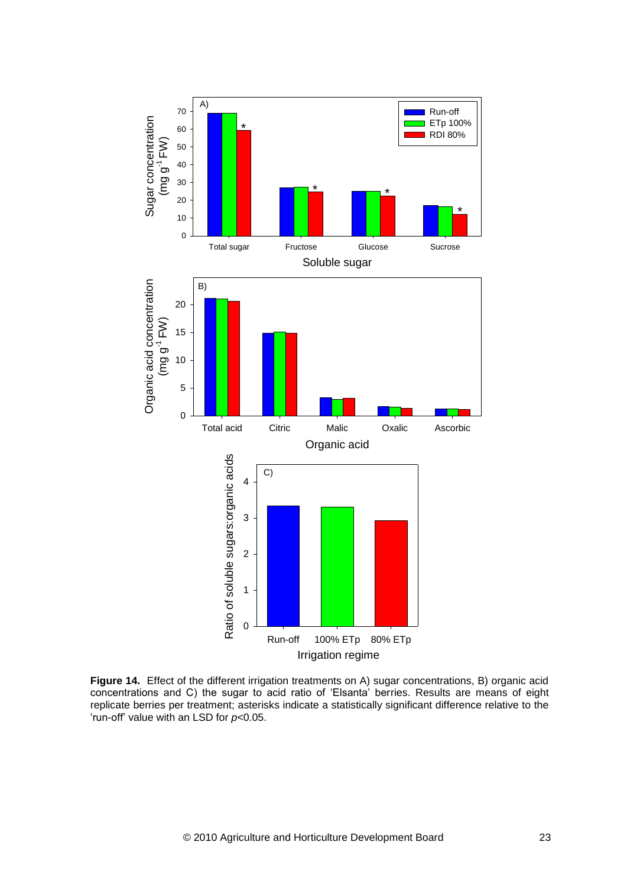**Figure 14.** Effect of the different irrigation treatments on A) sugar concentrations, B) organic acid concentrations and C) the sugar to acid ratio of 'Elsanta' berries. Results are means of eight replicate berries per treatment; asterisks indicate a statistically significant difference relative to the 'run-off' value with an LSD for $p<0.05$.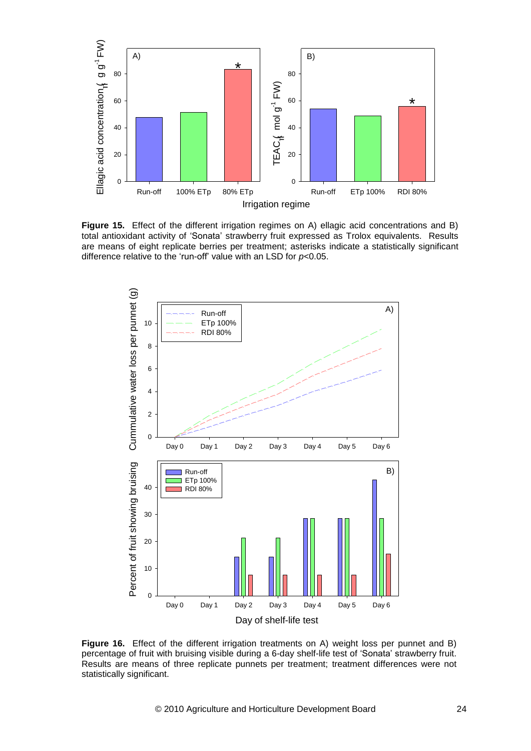**Figure 15.** Effect of the different irrigation regimes on A) ellagic acid concentrations and B) total antioxidant activity of 'Sonata' strawberry fruit expressed as Trolox equivalents. Results are means of eight replicate berries per treatment; asterisks indicate a statistically significant difference relative to the 'run-off' value with an LSD for *p*<0.05.

**Figure 16.** Effect of the different irrigation treatments on A) weight loss per punnet and B) percentage of fruit with bruising visible during a 6-day shelf-life test of 'Sonata' strawberry fruit. Results are means of three replicate punnets per treatment; treatment differences were not statistically significant.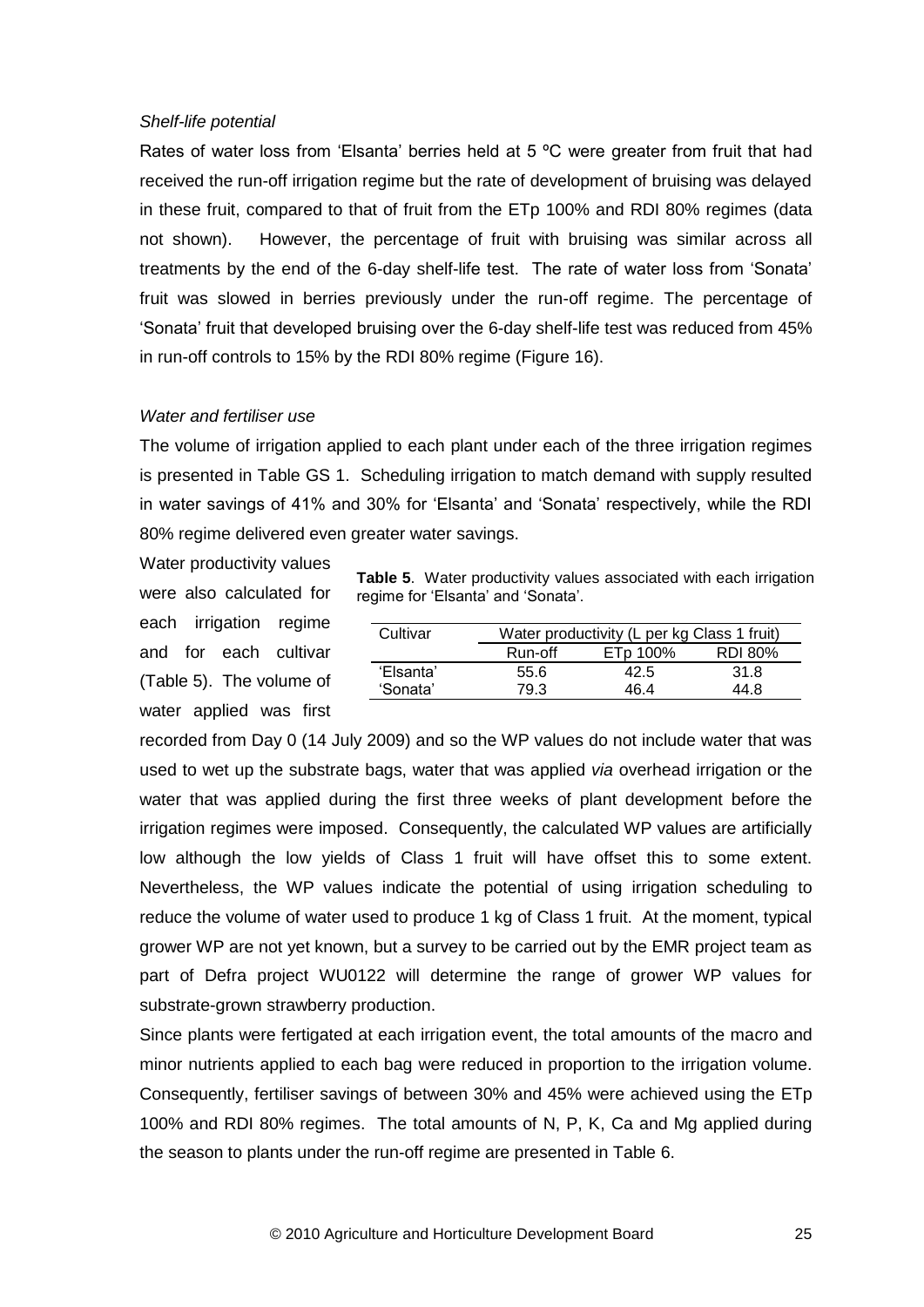*Shelf-life potential*

Rates of water loss from 'Elsanta' berries held at 5 ºC were greater from fruit that had received the run-off irrigation regime but the rate of development of bruising was delayed in these fruit, compared to that of fruit from the ETp 100% and RDI 80% regimes (data not shown). However, the percentage of fruit with bruising was similar across all treatments by the end of the 6-day shelf-life test. The rate of water loss from 'Sonata' fruit was slowed in berries previously under the run-off regime. The percentage of 'Sonata' fruit that developed bruising over the 6-day shelf-life test was reduced from 45% in run-off controls to 15% by the RDI 80% regime (Figure 16).

*Water and fertiliser use*

The volume of irrigation applied to each plant under each of the three irrigation regimes is presented in Table GS 1. Scheduling irrigation to match demand with supply resulted in water savings of 41% and 30% for 'Elsanta' and 'Sonata' respectively, while the RDI 80% regime delivered even greater water savings.

Water productivity values were also calculated for each irrigation regime and for each cultivar (Table 5). The volume of water applied was first recorded from Day 0 (14 July 2009) and so the WP values do not include water that was used to wet up the substrate bags, water that was applied *via* overhead irrigation or the water that was applied during the first three weeks of plant development before the irrigation regimes were imposed. Consequently, the calculated WP values are artificially low although the low yields of Class 1 fruit will have offset this to some extent. Nevertheless, the WP values indicate the potential of using irrigation scheduling to reduce the volume of water used to produce 1 kg of Class 1 fruit. At the moment, typical grower WP are not yet known, but a survey to be carried out by the EMR project team as part of Defra project WU0122 will determine the range of grower WP values for substrate-grown strawberry production.

**Table 5**. Water productivity values associated with each irrigation regime for 'Elsanta' and 'Sonata'.

| Cultivar | Water productivity (L per kg Class 1 fruit) | | |
|---|---|---|---|
| | Run-off | ETp 100% | RDI 80% |
| 'Elsanta' | 55.6 | 42.5 | 31.8 |
| 'Sonata' | 79.3 | 46.4 | 44.8 |

Since plants were fertigated at each irrigation event, the total amounts of the macro and minor nutrients applied to each bag were reduced in proportion to the irrigation volume. Consequently, fertiliser savings of between 30% and 45% were achieved using the ETp 100% and RDI 80% regimes. The total amounts of N, P, K, Ca and Mg applied during the season to plants under the run-off regime are presented in Table 6.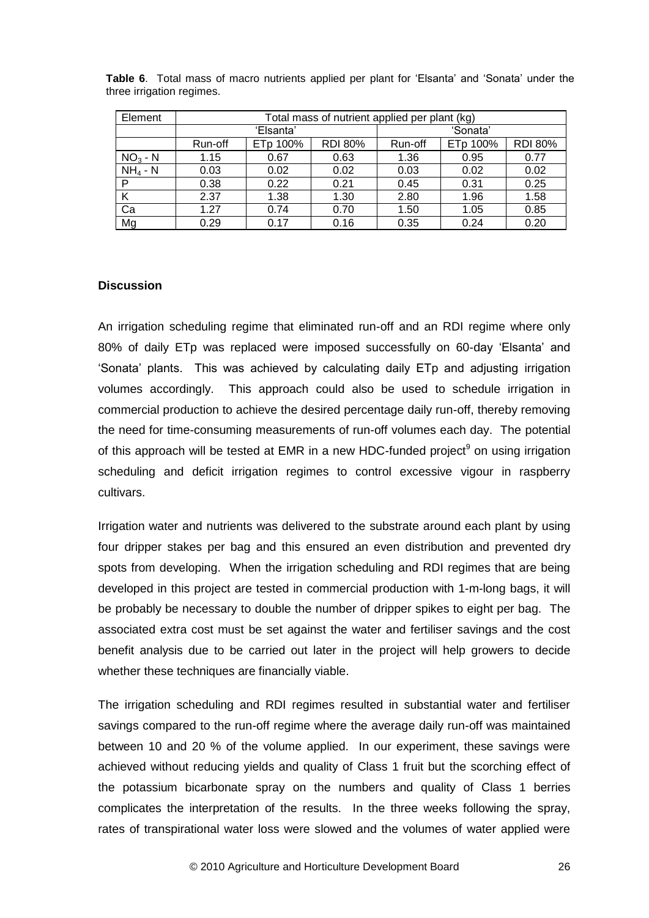**Table 6**. Total mass of macro nutrients applied per plant for 'Elsanta' and 'Sonata' under the three irrigation regimes.

| Element | Total mass of nutrient applied per plant (kg) | | | | | |
|---|---|---|---|---|---|---|
| | 'Elsanta' | | | 'Sonata' | | |
| | Run-off | ETp 100% | RDI 80% | Run-off | ETp 100% | RDI 80% |
| $NO_3$ - N | 1.15 | 0.67 | 0.63 | 1.36 | 0.95 | 0.77 |
| $NH_4$ - N | 0.03 | 0.02 | 0.02 | 0.03 | 0.02 | 0.02 |
| P | 0.38 | 0.22 | 0.21 | 0.45 | 0.31 | 0.25 |
| K | 2.37 | 1.38 | 1.30 | 2.80 | 1.96 | 1.58 |
| Ca | 1.27 | 0.74 | 0.70 | 1.50 | 1.05 | 0.85 |
| Mg | 0.29 | 0.17 | 0.16 | 0.35 | 0.24 | 0.20 |

### Discussion

An irrigation scheduling regime that eliminated run-off and an RDI regime where only 80% of daily ETp was replaced were imposed successfully on 60-day 'Elsanta' and 'Sonata' plants. This was achieved by calculating daily ETp and adjusting irrigation volumes accordingly. This approach could also be used to schedule irrigation in commercial production to achieve the desired percentage daily run-off, thereby removing the need for time-consuming measurements of run-off volumes each day. The potential of this approach will be tested at EMR in a new HDC-funded project[9] on using irrigation scheduling and deficit irrigation regimes to control excessive vigour in raspberry cultivars.

Irrigation water and nutrients was delivered to the substrate around each plant by using four dripper stakes per bag and this ensured an even distribution and prevented dry spots from developing. When the irrigation scheduling and RDI regimes that are being developed in this project are tested in commercial production with 1-m-long bags, it will be probably be necessary to double the number of dripper spikes to eight per bag. The associated extra cost must be set against the water and fertiliser savings and the cost benefit analysis due to be carried out later in the project will help growers to decide whether these techniques are financially viable.

The irrigation scheduling and RDI regimes resulted in substantial water and fertiliser savings compared to the run-off regime where the average daily run-off was maintained between 10 and 20 % of the volume applied. In our experiment, these savings were achieved without reducing yields and quality of Class 1 fruit but the scorching effect of the potassium bicarbonate spray on the numbers and quality of Class 1 berries complicates the interpretation of the results. In the three weeks following the spray, rates of transpirational water loss were slowed and the volumes of water applied were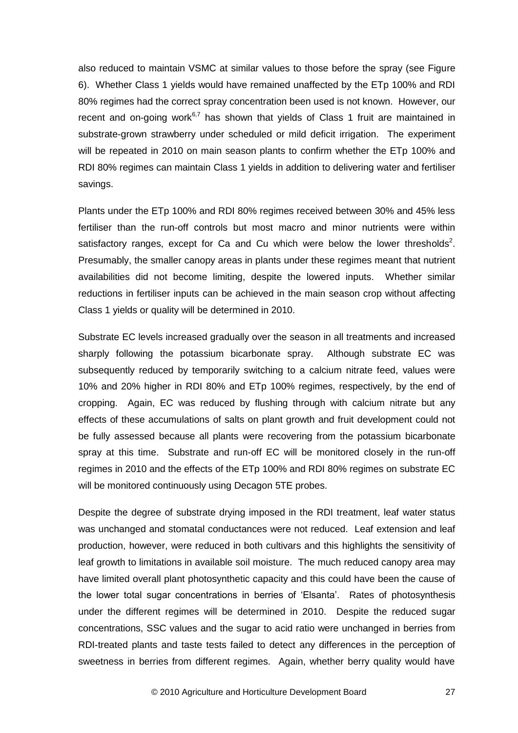also reduced to maintain VSMC at similar values to those before the spray (see Figure 6). Whether Class 1 yields would have remained unaffected by the ETp 100% and RDI 80% regimes had the correct spray concentration been used is not known. However, our recent and on-going work[6,7] has shown that yields of Class 1 fruit are maintained in substrate-grown strawberry under scheduled or mild deficit irrigation. The experiment will be repeated in 2010 on main season plants to confirm whether the ETp 100% and RDI 80% regimes can maintain Class 1 yields in addition to delivering water and fertiliser savings.

Plants under the ETp 100% and RDI 80% regimes received between 30% and 45% less fertiliser than the run-off controls but most macro and minor nutrients were within satisfactory ranges, except for Ca and Cu which were below the lower thresholds[2]. Presumably, the smaller canopy areas in plants under these regimes meant that nutrient availabilities did not become limiting, despite the lowered inputs. Whether similar reductions in fertiliser inputs can be achieved in the main season crop without affecting Class 1 yields or quality will be determined in 2010.

Substrate EC levels increased gradually over the season in all treatments and increased sharply following the potassium bicarbonate spray. Although substrate EC was subsequently reduced by temporarily switching to a calcium nitrate feed, values were 10% and 20% higher in RDI 80% and ETp 100% regimes, respectively, by the end of cropping. Again, EC was reduced by flushing through with calcium nitrate but any effects of these accumulations of salts on plant growth and fruit development could not be fully assessed because all plants were recovering from the potassium bicarbonate spray at this time. Substrate and run-off EC will be monitored closely in the run-off regimes in 2010 and the effects of the ETp 100% and RDI 80% regimes on substrate EC will be monitored continuously using Decagon 5TE probes.

Despite the degree of substrate drying imposed in the RDI treatment, leaf water status was unchanged and stomatal conductances were not reduced. Leaf extension and leaf production, however, were reduced in both cultivars and this highlights the sensitivity of leaf growth to limitations in available soil moisture. The much reduced canopy area may have limited overall plant photosynthetic capacity and this could have been the cause of the lower total sugar concentrations in berries of 'Elsanta'. Rates of photosynthesis under the different regimes will be determined in 2010. Despite the reduced sugar concentrations, SSC values and the sugar to acid ratio were unchanged in berries from RDI-treated plants and taste tests failed to detect any differences in the perception of sweetness in berries from different regimes. Again, whether berry quality would have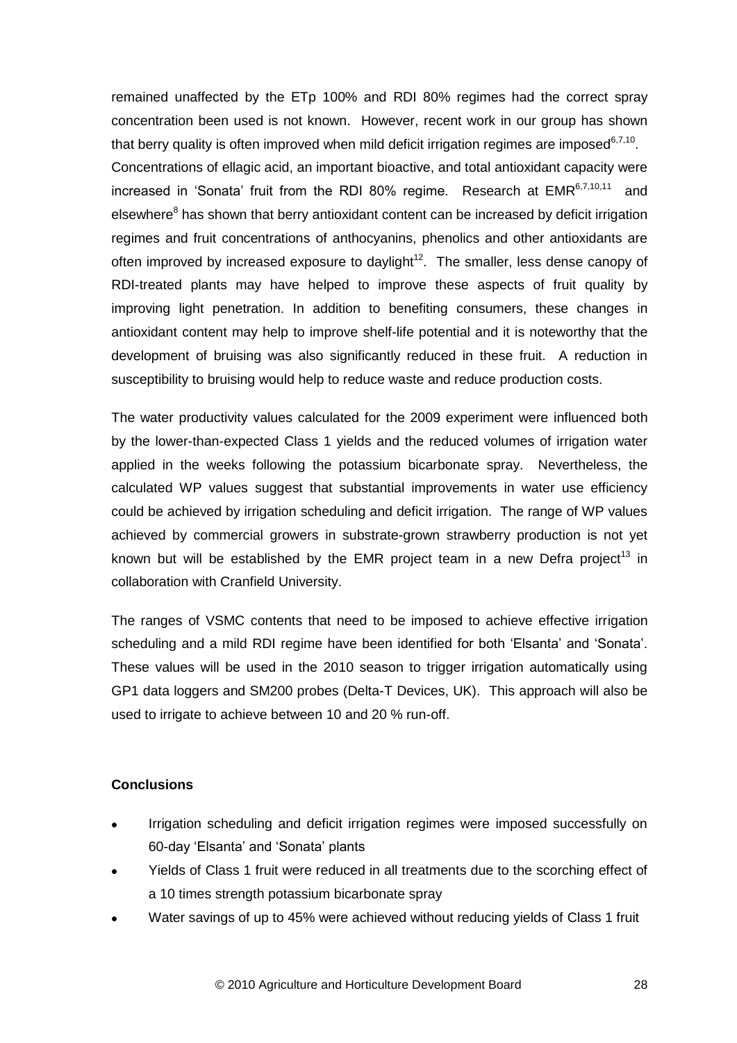remained unaffected by the ETp 100% and RDI 80% regimes had the correct spray concentration been used is not known. However, recent work in our group has shown that berry quality is often improved when mild deficit irrigation regimes are imposed[6,7,10]. Concentrations of ellagic acid, an important bioactive, and total antioxidant capacity were increased in 'Sonata' fruit from the RDI 80% regime. Research at EMR[6,7,10,11] and elsewhere[8] has shown that berry antioxidant content can be increased by deficit irrigation regimes and fruit concentrations of anthocyanins, phenolics and other antioxidants are often improved by increased exposure to daylight[12]. The smaller, less dense canopy of RDI-treated plants may have helped to improve these aspects of fruit quality by improving light penetration. In addition to benefiting consumers, these changes in antioxidant content may help to improve shelf-life potential and it is noteworthy that the development of bruising was also significantly reduced in these fruit. A reduction in susceptibility to bruising would help to reduce waste and reduce production costs.

The water productivity values calculated for the 2009 experiment were influenced both by the lower-than-expected Class 1 yields and the reduced volumes of irrigation water applied in the weeks following the potassium bicarbonate spray. Nevertheless, the calculated WP values suggest that substantial improvements in water use efficiency could be achieved by irrigation scheduling and deficit irrigation. The range of WP values achieved by commercial growers in substrate-grown strawberry production is not yet known but will be established by the EMR project team in a new Defra project[13] in collaboration with Cranfield University.

The ranges of VSMC contents that need to be imposed to achieve effective irrigation scheduling and a mild RDI regime have been identified for both 'Elsanta' and 'Sonata'. These values will be used in the 2010 season to trigger irrigation automatically using GP1 data loggers and SM200 probes (Delta-T Devices, UK). This approach will also be used to irrigate to achieve between 10 and 20 % run-off.

## Conclusions

- Irrigation scheduling and deficit irrigation regimes were imposed successfully on 60-day 'Elsanta' and 'Sonata' plants
- Yields of Class 1 fruit were reduced in all treatments due to the scorching effect of a 10 times strength potassium bicarbonate spray
- Water savings of up to 45% were achieved without reducing yields of Class 1 fruit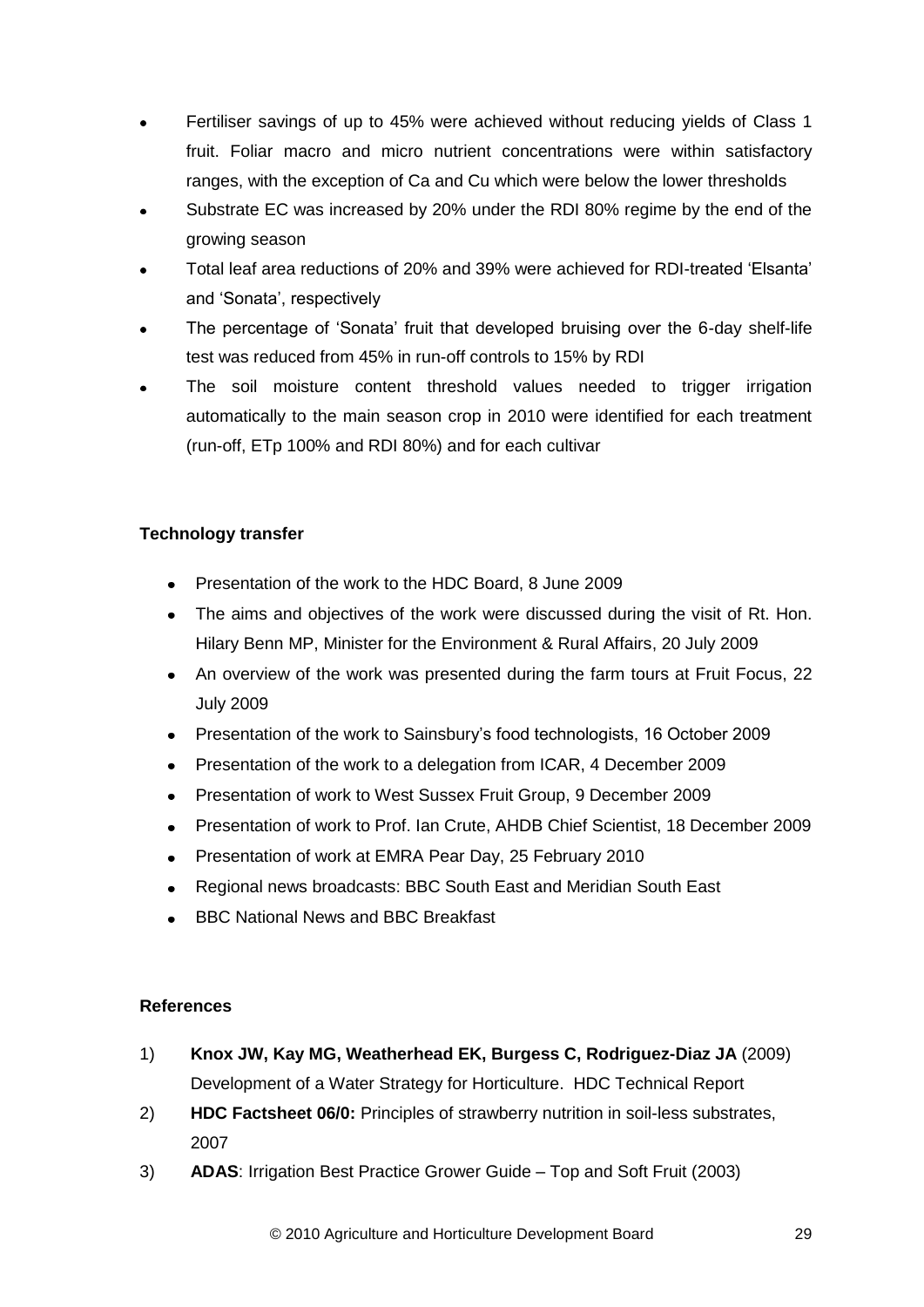- Fertiliser savings of up to 45% were achieved without reducing yields of Class 1 fruit. Foliar macro and micro nutrient concentrations were within satisfactory ranges, with the exception of Ca and Cu which were below the lower thresholds
- Substrate EC was increased by 20% under the RDI 80% regime by the end of the growing season
- Total leaf area reductions of 20% and 39% were achieved for RDI-treated 'Elsanta' and 'Sonata', respectively
- The percentage of 'Sonata' fruit that developed bruising over the 6-day shelf-life test was reduced from 45% in run-off controls to 15% by RDI
- The soil moisture content threshold values needed to trigger irrigation automatically to the main season crop in 2010 were identified for each treatment (run-off, ETp 100% and RDI 80%) and for each cultivar

**Technology transfer**

- Presentation of the work to the HDC Board, 8 June 2009
- The aims and objectives of the work were discussed during the visit of Rt. Hon. Hilary Benn MP, Minister for the Environment & Rural Affairs, 20 July 2009
- An overview of the work was presented during the farm tours at Fruit Focus, 22 July 2009
- Presentation of the work to Sainsbury's food technologists, 16 October 2009
- Presentation of the work to a delegation from ICAR, 4 December 2009
- Presentation of work to West Sussex Fruit Group, 9 December 2009
- Presentation of work to Prof. Ian Crute, AHDB Chief Scientist, 18 December 2009
- Presentation of work at EMRA Pear Day, 25 February 2010
- Regional news broadcasts: BBC South East and Meridian South East
- BBC National News and BBC Breakfast

**References**

1) **Knox JW, Kay MG, Weatherhead EK, Burgess C, Rodriguez-Diaz JA** (2009) Development of a Water Strategy for Horticulture. HDC Technical Report
2) **HDC Factsheet 06/0:** Principles of strawberry nutrition in soil-less substrates, 2007
3) **ADAS**: Irrigation Best Practice Grower Guide – Top and Soft Fruit (2003)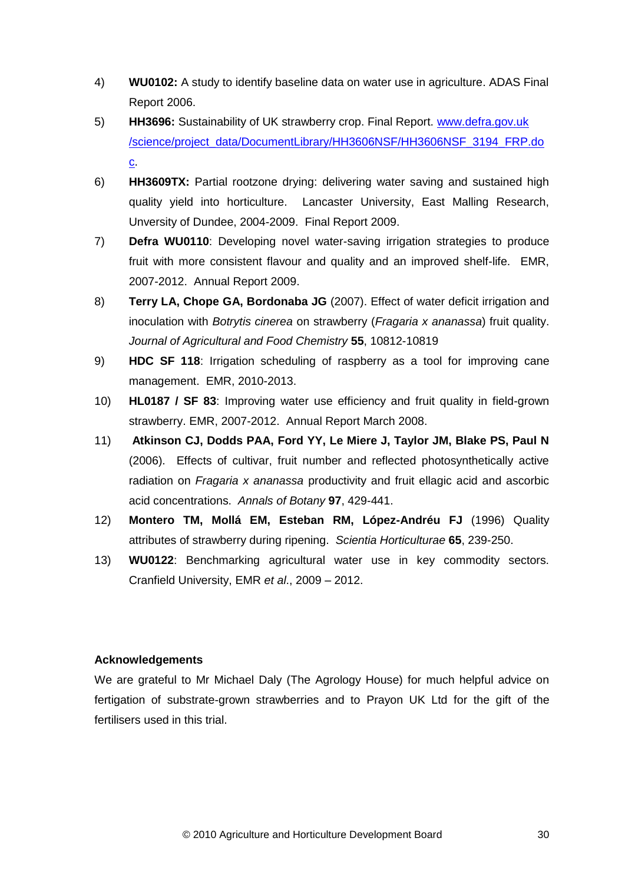4) **WU0102:** A study to identify baseline data on water use in agriculture. ADAS Final Report 2006.

5) **HH3696:** Sustainability of UK strawberry crop. Final Report. www.defra.gov.uk /science/project_data/DocumentLibrary/HH3606NSF/HH3606NSF_3194_FRP.doc.

6) **HH3609TX:** Partial rootzone drying: delivering water saving and sustained high quality yield into horticulture. Lancaster University, East Malling Research, Unversity of Dundee, 2004-2009. Final Report 2009.

7) **Defra WU0110**: Developing novel water-saving irrigation strategies to produce fruit with more consistent flavour and quality and an improved shelf-life. EMR, 2007-2012. Annual Report 2009.

8) **Terry LA, Chope GA, Bordonaba JG** (2007). Effect of water deficit irrigation and inoculation with *Botrytis cinerea* on strawberry (*Fragaria x ananassa*) fruit quality. *Journal of Agricultural and Food Chemistry* **55**, 10812-10819

9) **HDC SF 118**: Irrigation scheduling of raspberry as a tool for improving cane management. EMR, 2010-2013.

10) **HL0187 / SF 83**: Improving water use efficiency and fruit quality in field-grown strawberry. EMR, 2007-2012. Annual Report March 2008.

11) **Atkinson CJ, Dodds PAA, Ford YY, Le Miere J, Taylor JM, Blake PS, Paul N** (2006). Effects of cultivar, fruit number and reflected photosynthetically active radiation on *Fragaria x ananassa* productivity and fruit ellagic acid and ascorbic acid concentrations. *Annals of Botany* **97**, 429-441.

12) **Montero TM, Mollá EM, Esteban RM, López-Andréu FJ** (1996) Quality attributes of strawberry during ripening. *Scientia Horticulturae* **65**, 239-250.

13) **WU0122**: Benchmarking agricultural water use in key commodity sectors. Cranfield University, EMR *et al*., 2009 – 2012.

**Acknowledgements**

We are grateful to Mr Michael Daly (The Agrology House) for much helpful advice on fertigation of substrate-grown strawberries and to Prayon UK Ltd for the gift of the fertilisers used in this trial.